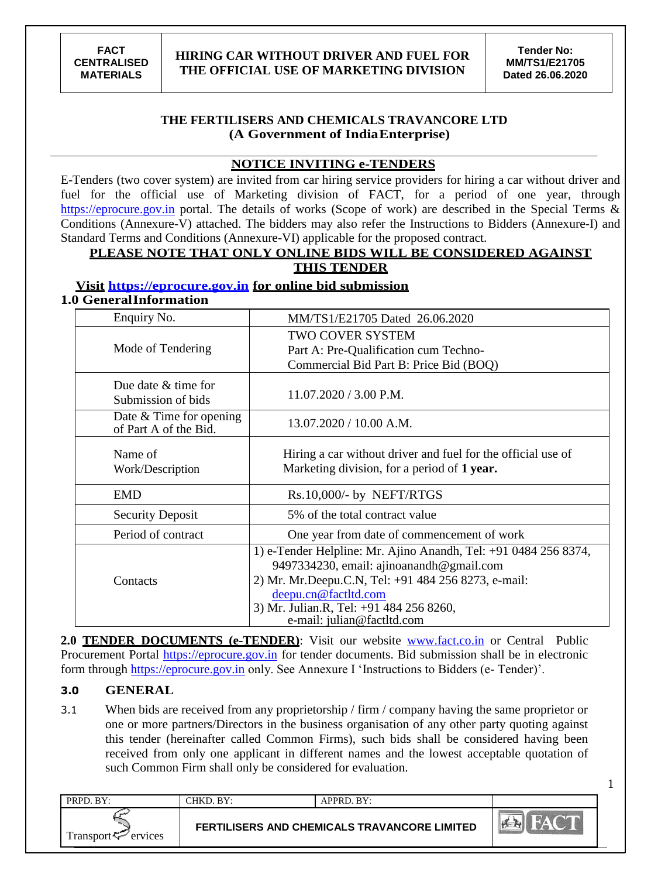# THE FERTILISERS AND CHEMICALS TRAVANCORE LTD
**(A Government of India Enterprise)**

## NOTICE INVITING e-TENDERS

E-Tenders (two cover system) are invited from car hiring service providers for hiring a car without driver and fuel for the official use of Marketing division of FACT, for a period of one year, through https://eprocure.gov.in portal. The details of works (Scope of work) are described in the Special Terms & Conditions (Annexure-V) attached. The bidders may also refer the Instructions to Bidders (Annexure-I) and Standard Terms and Conditions (Annexure-VI) applicable for the proposed contract.

**PLEASE NOTE THAT ONLY ONLINE BIDS WILL BE CONSIDERED AGAINST THIS TENDER**

**Visit https://eprocure.gov.in for online bid submission**

### 1.0 General Information

| | |
|---|---|
| Enquiry No. | MM/TS1/E21705 Dated 26.06.2020 |
| Mode of Tendering | TWO COVER SYSTEM<br>Part A: Pre-Qualification cum Techno-Commercial Bid Part B: Price Bid (BOQ) |
| Due date & time for Submission of bids | 11.07.2020 / 3.00 P.M. |
| Date & Time for opening of Part A of the Bid. | 13.07.2020 / 10.00 A.M. |
| Name of Work/Description | Hiring a car without driver and fuel for the official use of Marketing division, for a period of **1 year.** |
| EMD | Rs.10,000/- by NEFT/RTGS |
| Security Deposit | 5% of the total contract value |
| Period of contract | One year from date of commencement of work |
| Contacts | 1) e-Tender Helpline: Mr. Ajino Anandh, Tel: +91 0484 256 8374, 9497334230, email: ajinoanandh@gmail.com<br>2) Mr. Mr.Deepu.C.N, Tel: +91 484 256 8273, e-mail: deepu.cn@factltd.com<br>3) Mr. Julian.R, Tel: +91 484 256 8260, e-mail: julian@factltd.com |

**2.0 TENDER DOCUMENTS (e-TENDER)**: Visit our website www.fact.co.in or Central Public Procurement Portal https://eprocure.gov.in for tender documents. Bid submission shall be in electronic form through https://eprocure.gov.in only. See Annexure I 'Instructions to Bidders (e- Tender)'.

### 3.0 GENERAL

3.1 When bids are received from any proprietorship / firm / company having the same proprietor or one or more partners/Directors in the business organisation of any other party quoting against this tender (hereinafter called Common Firms), such bids shall be considered having been received from only one applicant in different names and the lowest acceptable quotation of such Common Firm shall only be considered for evaluation.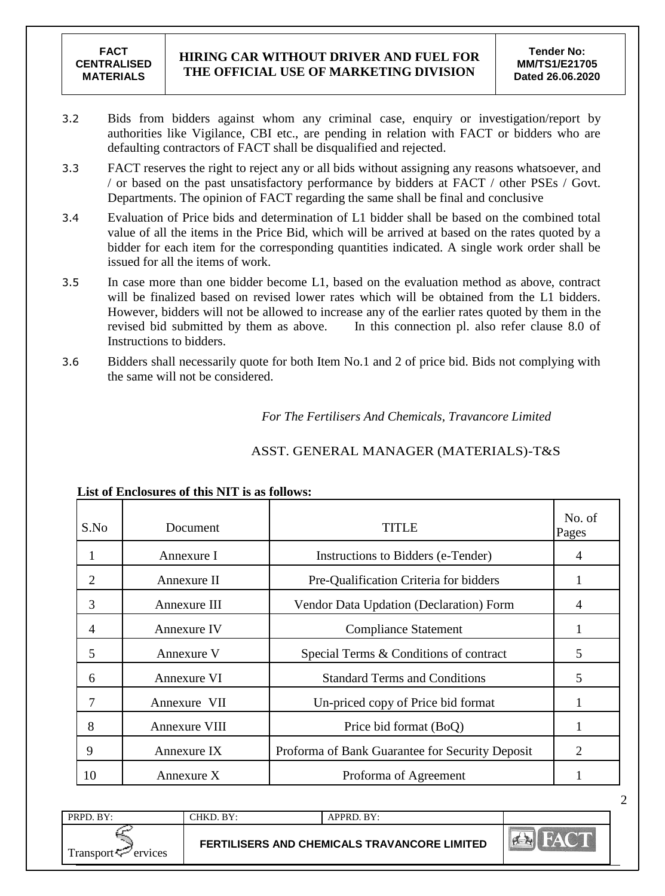3.2 Bids from bidders against whom any criminal case, enquiry or investigation/report by authorities like Vigilance, CBI etc., are pending in relation with FACT or bidders who are defaulting contractors of FACT shall be disqualified and rejected.

3.3 FACT reserves the right to reject any or all bids without assigning any reasons whatsoever, and / or based on the past unsatisfactory performance by bidders at FACT / other PSEs / Govt. Departments. The opinion of FACT regarding the same shall be final and conclusive

3.4 Evaluation of Price bids and determination of L1 bidder shall be based on the combined total value of all the items in the Price Bid, which will be arrived at based on the rates quoted by a bidder for each item for the corresponding quantities indicated. A single work order shall be issued for all the items of work.

3.5 In case more than one bidder become L1, based on the evaluation method as above, contract will be finalized based on revised lower rates which will be obtained from the L1 bidders. However, bidders will not be allowed to increase any of the earlier rates quoted by them in the revised bid submitted by them as above. In this connection pl. also refer clause 8.0 of Instructions to bidders.

3.6 Bidders shall necessarily quote for both Item No.1 and 2 of price bid. Bids not complying with the same will not be considered.

*For The Fertilisers And Chemicals, Travancore Limited*

ASST. GENERAL MANAGER (MATERIALS)-T&S

**List of Enclosures of this NIT is as follows:**

| S.No | Document | TITLE | No. of Pages |
|---|---|---|---|
| 1 | Annexure I | Instructions to Bidders (e-Tender) | 4 |
| 2 | Annexure II | Pre-Qualification Criteria for bidders | 1 |
| 3 | Annexure III | Vendor Data Updation (Declaration) Form | 4 |
| 4 | Annexure IV | Compliance Statement | 1 |
| 5 | Annexure V | Special Terms & Conditions of contract | 5 |
| 6 | Annexure VI | Standard Terms and Conditions | 5 |
| 7 | Annexure VII | Un-priced copy of Price bid format | 1 |
| 8 | Annexure VIII | Price bid format (BoQ) | 1 |
| 9 | Annexure IX | Proforma of Bank Guarantee for Security Deposit | 2 |
| 10 | Annexure X | Proforma of Agreement | 1 |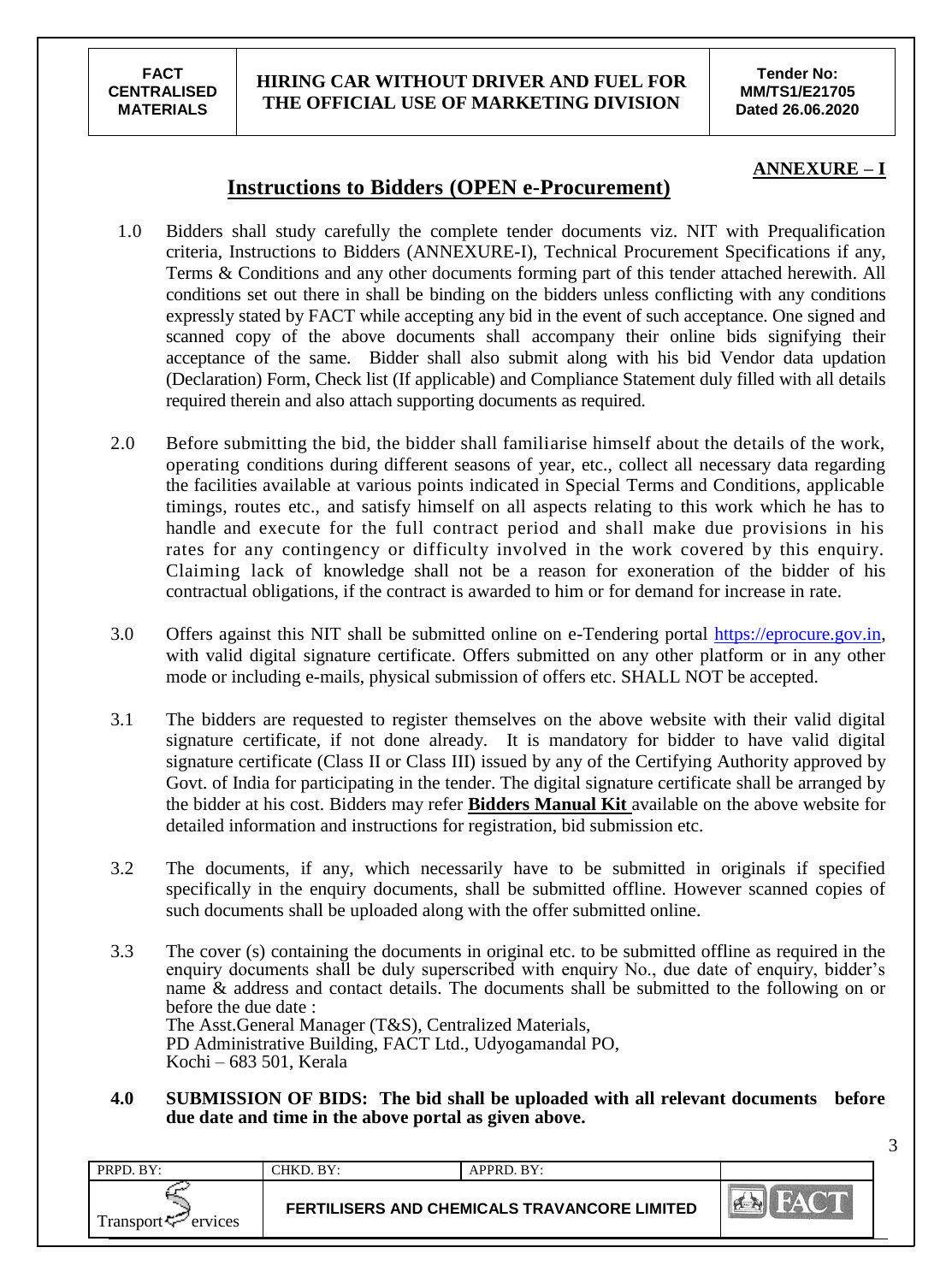**ANNEXURE – I**

## Instructions to Bidders (OPEN e-Procurement)

1.0 Bidders shall study carefully the complete tender documents viz. NIT with Prequalification criteria, Instructions to Bidders (ANNEXURE-I), Technical Procurement Specifications if any, Terms & Conditions and any other documents forming part of this tender attached herewith. All conditions set out there in shall be binding on the bidders unless conflicting with any conditions expressly stated by FACT while accepting any bid in the event of such acceptance. One signed and scanned copy of the above documents shall accompany their online bids signifying their acceptance of the same. Bidder shall also submit along with his bid Vendor data updation (Declaration) Form, Check list (If applicable) and Compliance Statement duly filled with all details required therein and also attach supporting documents as required.

2.0 Before submitting the bid, the bidder shall familiarise himself about the details of the work, operating conditions during different seasons of year, etc., collect all necessary data regarding the facilities available at various points indicated in Special Terms and Conditions, applicable timings, routes etc., and satisfy himself on all aspects relating to this work which he has to handle and execute for the full contract period and shall make due provisions in his rates for any contingency or difficulty involved in the work covered by this enquiry. Claiming lack of knowledge shall not be a reason for exoneration of the bidder of his contractual obligations, if the contract is awarded to him or for demand for increase in rate.

3.0 Offers against this NIT shall be submitted online on e-Tendering portal https://eprocure.gov.in, with valid digital signature certificate. Offers submitted on any other platform or in any other mode or including e-mails, physical submission of offers etc. SHALL NOT be accepted.

3.1 The bidders are requested to register themselves on the above website with their valid digital signature certificate, if not done already. It is mandatory for bidder to have valid digital signature certificate (Class II or Class III) issued by any of the Certifying Authority approved by Govt. of India for participating in the tender. The digital signature certificate shall be arranged by the bidder at his cost. Bidders may refer **Bidders Manual Kit** available on the above website for detailed information and instructions for registration, bid submission etc.

3.2 The documents, if any, which necessarily have to be submitted in originals if specified specifically in the enquiry documents, shall be submitted offline. However scanned copies of such documents shall be uploaded along with the offer submitted online.

3.3 The cover (s) containing the documents in original etc. to be submitted offline as required in the enquiry documents shall be duly superscribed with enquiry No., due date of enquiry, bidder's name & address and contact details. The documents shall be submitted to the following on or before the due date :
The Asst.General Manager (T&S), Centralized Materials,
PD Administrative Building, FACT Ltd., Udyogamandal PO,
Kochi – 683 501, Kerala

**4.0 SUBMISSION OF BIDS: The bid shall be uploaded with all relevant documents before due date and time in the above portal as given above.**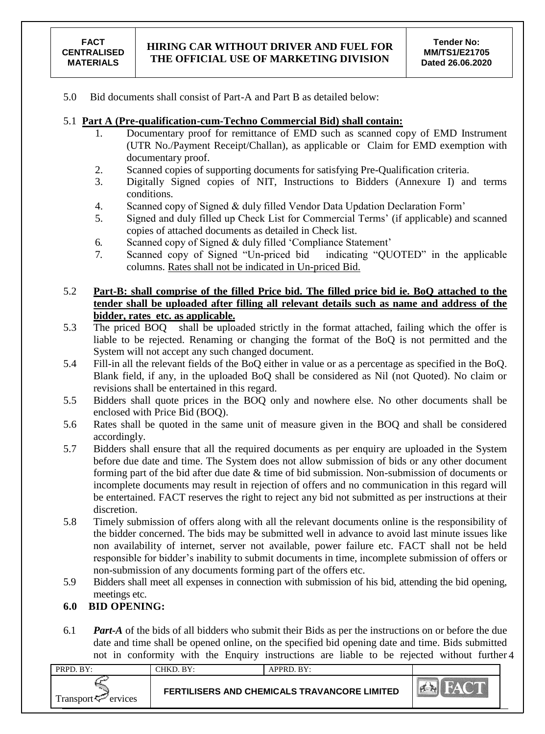5.0 Bid documents shall consist of Part-A and Part B as detailed below:

5.1 **<u>Part A (Pre-qualification-cum-Techno Commercial Bid) shall contain:</u>**

1. Documentary proof for remittance of EMD such as scanned copy of EMD Instrument (UTR No./Payment Receipt/Challan), as applicable or Claim for EMD exemption with documentary proof.
2. Scanned copies of supporting documents for satisfying Pre-Qualification criteria.
3. Digitally Signed copies of NIT, Instructions to Bidders (Annexure I) and terms conditions.
4. Scanned copy of Signed & duly filled Vendor Data Updation Declaration Form'
5. Signed and duly filled up Check List for Commercial Terms' (if applicable) and scanned copies of attached documents as detailed in Check list.
6. Scanned copy of Signed & duly filled 'Compliance Statement'
7. Scanned copy of Signed "Un-priced bid indicating "QUOTED" in the applicable columns. <u>Rates shall not be indicated in Un-priced Bid.</u>

5.2 **<u>Part-B: shall comprise of the filled Price bid. The filled price bid ie. BoQ attached to the tender shall be uploaded after filling all relevant details such as name and address of the bidder, rates etc. as applicable.</u>**

5.3 The priced BOQ shall be uploaded strictly in the format attached, failing which the offer is liable to be rejected. Renaming or changing the format of the BoQ is not permitted and the System will not accept any such changed document.

5.4 Fill-in all the relevant fields of the BoQ either in value or as a percentage as specified in the BoQ. Blank field, if any, in the uploaded BoQ shall be considered as Nil (not Quoted). No claim or revisions shall be entertained in this regard.

5.5 Bidders shall quote prices in the BOQ only and nowhere else. No other documents shall be enclosed with Price Bid (BOQ).

5.6 Rates shall be quoted in the same unit of measure given in the BOQ and shall be considered accordingly.

5.7 Bidders shall ensure that all the required documents as per enquiry are uploaded in the System before due date and time. The System does not allow submission of bids or any other document forming part of the bid after due date & time of bid submission. Non-submission of documents or incomplete documents may result in rejection of offers and no communication in this regard will be entertained. FACT reserves the right to reject any bid not submitted as per instructions at their discretion.

5.8 Timely submission of offers along with all the relevant documents online is the responsibility of the bidder concerned. The bids may be submitted well in advance to avoid last minute issues like non availability of internet, server not available, power failure etc. FACT shall not be held responsible for bidder's inability to submit documents in time, incomplete submission of offers or non-submission of any documents forming part of the offers etc.

5.9 Bidders shall meet all expenses in connection with submission of his bid, attending the bid opening, meetings etc.

## 6.0 BID OPENING:

6.1 ***Part-A*** of the bids of all bidders who submit their Bids as per the instructions on or before the due date and time shall be opened online, on the specified bid opening date and time. Bids submitted not in conformity with the Enquiry instructions are liable to be rejected without further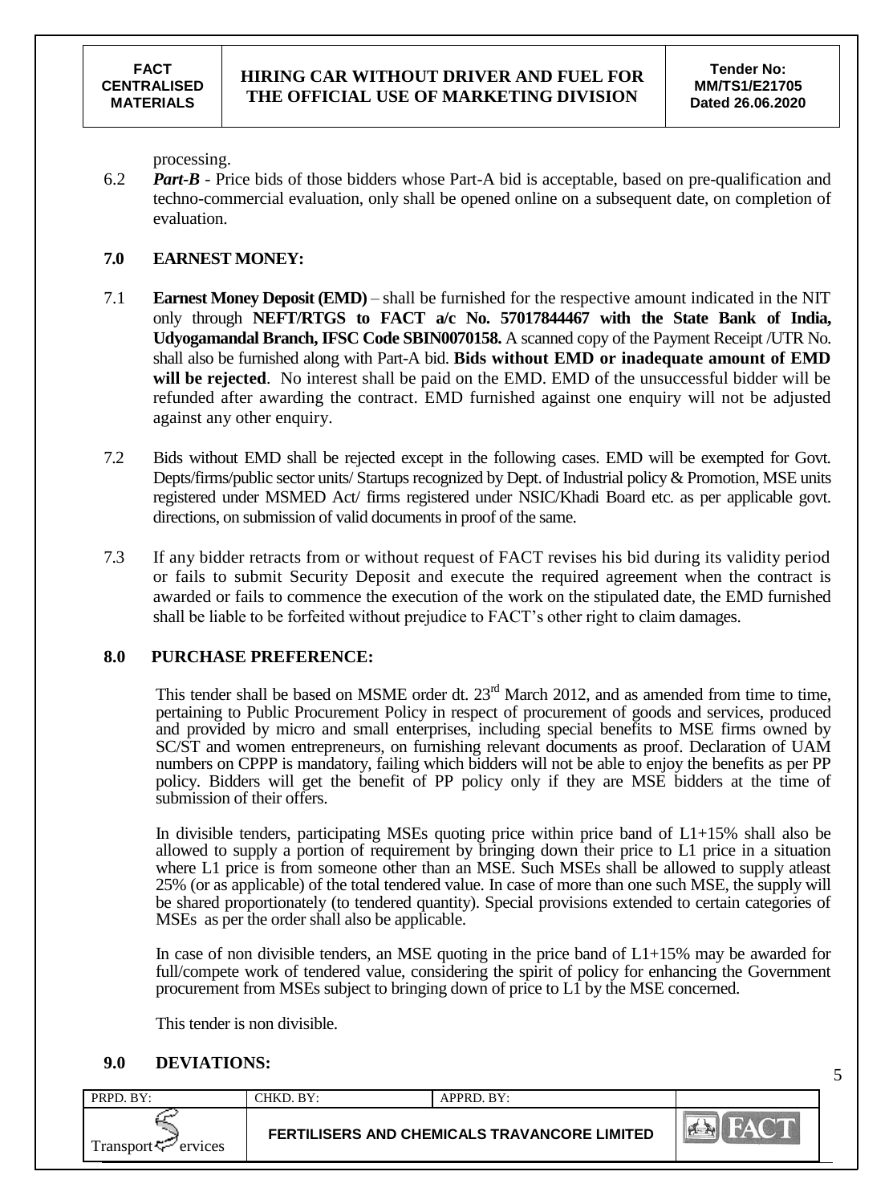processing.

6.2 ***Part-B*** - Price bids of those bidders whose Part-A bid is acceptable, based on pre-qualification and techno-commercial evaluation, only shall be opened online on a subsequent date, on completion of evaluation.

## 7.0 EARNEST MONEY:

7.1 **Earnest Money Deposit (EMD)** – shall be furnished for the respective amount indicated in the NIT only through **NEFT/RTGS to FACT a/c No. 57017844467 with the State Bank of India, Udyogamandal Branch, IFSC Code SBIN0070158.** A scanned copy of the Payment Receipt /UTR No. shall also be furnished along with Part-A bid. **Bids without EMD or inadequate amount of EMD will be rejected**. No interest shall be paid on the EMD. EMD of the unsuccessful bidder will be refunded after awarding the contract. EMD furnished against one enquiry will not be adjusted against any other enquiry.

7.2 Bids without EMD shall be rejected except in the following cases. EMD will be exempted for Govt. Depts/firms/public sector units/ Startups recognized by Dept. of Industrial policy & Promotion, MSE units registered under MSMED Act/ firms registered under NSIC/Khadi Board etc. as per applicable govt. directions, on submission of valid documents in proof of the same.

7.3 If any bidder retracts from or without request of FACT revises his bid during its validity period or fails to submit Security Deposit and execute the required agreement when the contract is awarded or fails to commence the execution of the work on the stipulated date, the EMD furnished shall be liable to be forfeited without prejudice to FACT's other right to claim damages.

## 8.0 PURCHASE PREFERENCE:

This tender shall be based on MSME order dt. 23rd March 2012, and as amended from time to time, pertaining to Public Procurement Policy in respect of procurement of goods and services, produced and provided by micro and small enterprises, including special benefits to MSE firms owned by SC/ST and women entrepreneurs, on furnishing relevant documents as proof. Declaration of UAM numbers on CPPP is mandatory, failing which bidders will not be able to enjoy the benefits as per PP policy. Bidders will get the benefit of PP policy only if they are MSE bidders at the time of submission of their offers.

In divisible tenders, participating MSEs quoting price within price band of L1+15% shall also be allowed to supply a portion of requirement by bringing down their price to L1 price in a situation where L1 price is from someone other than an MSE. Such MSEs shall be allowed to supply atleast 25% (or as applicable) of the total tendered value. In case of more than one such MSE, the supply will be shared proportionately (to tendered quantity). Special provisions extended to certain categories of MSEs as per the order shall also be applicable.

In case of non divisible tenders, an MSE quoting in the price band of L1+15% may be awarded for full/compete work of tendered value, considering the spirit of policy for enhancing the Government procurement from MSEs subject to bringing down of price to L1 by the MSE concerned.

This tender is non divisible.

## 9.0 DEVIATIONS: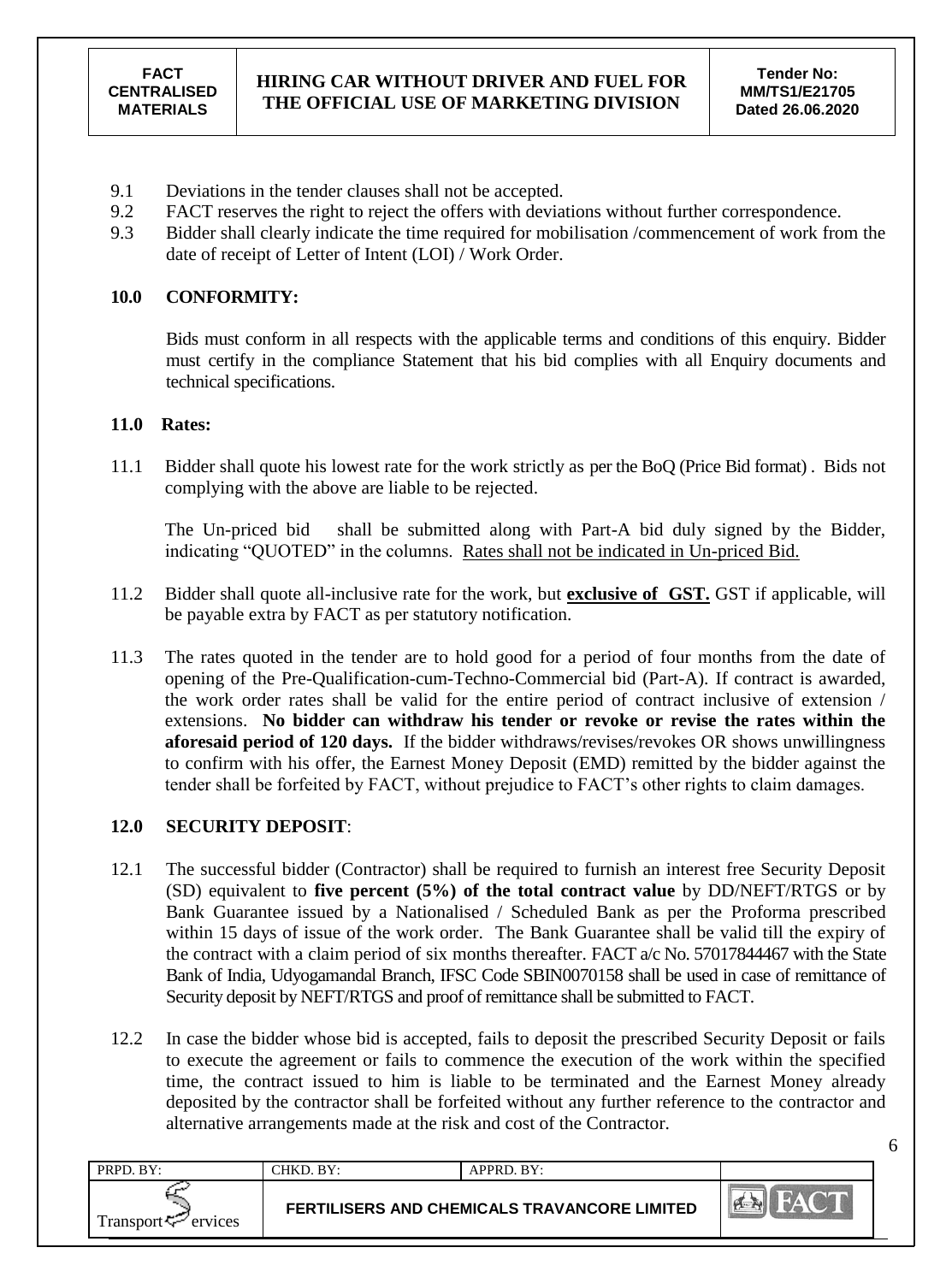9.1 Deviations in the tender clauses shall not be accepted.

9.2 FACT reserves the right to reject the offers with deviations without further correspondence.

9.3 Bidder shall clearly indicate the time required for mobilisation /commencement of work from the date of receipt of Letter of Intent (LOI) / Work Order.

## 10.0 CONFORMITY:

Bids must conform in all respects with the applicable terms and conditions of this enquiry. Bidder must certify in the compliance Statement that his bid complies with all Enquiry documents and technical specifications.

## 11.0 Rates:

11.1 Bidder shall quote his lowest rate for the work strictly as per the BoQ (Price Bid format) . Bids not complying with the above are liable to be rejected.

The Un-priced bid shall be submitted along with Part-A bid duly signed by the Bidder, indicating "QUOTED" in the columns. Rates shall not be indicated in Un-priced Bid.

11.2 Bidder shall quote all-inclusive rate for the work, but **exclusive of GST.** GST if applicable, will be payable extra by FACT as per statutory notification.

11.3 The rates quoted in the tender are to hold good for a period of four months from the date of opening of the Pre-Qualification-cum-Techno-Commercial bid (Part-A). If contract is awarded, the work order rates shall be valid for the entire period of contract inclusive of extension / extensions. **No bidder can withdraw his tender or revoke or revise the rates within the aforesaid period of 120 days.** If the bidder withdraws/revises/revokes OR shows unwillingness to confirm with his offer, the Earnest Money Deposit (EMD) remitted by the bidder against the tender shall be forfeited by FACT, without prejudice to FACT's other rights to claim damages.

## 12.0 SECURITY DEPOSIT:

12.1 The successful bidder (Contractor) shall be required to furnish an interest free Security Deposit (SD) equivalent to **five percent (5%) of the total contract value** by DD/NEFT/RTGS or by Bank Guarantee issued by a Nationalised / Scheduled Bank as per the Proforma prescribed within 15 days of issue of the work order. The Bank Guarantee shall be valid till the expiry of the contract with a claim period of six months thereafter. FACT a/c No. 57017844467 with the State Bank of India, Udyogamandal Branch, IFSC Code SBIN0070158 shall be used in case of remittance of Security deposit by NEFT/RTGS and proof of remittance shall be submitted to FACT.

12.2 In case the bidder whose bid is accepted, fails to deposit the prescribed Security Deposit or fails to execute the agreement or fails to commence the execution of the work within the specified time, the contract issued to him is liable to be terminated and the Earnest Money already deposited by the contractor shall be forfeited without any further reference to the contractor and alternative arrangements made at the risk and cost of the Contractor.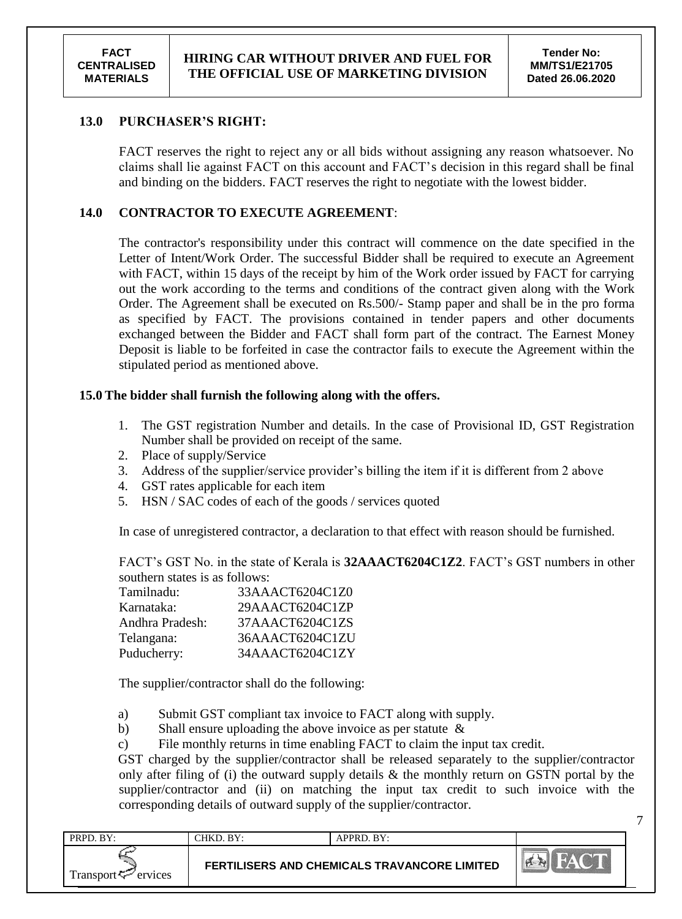## 13.0 PURCHASER'S RIGHT:

FACT reserves the right to reject any or all bids without assigning any reason whatsoever. No claims shall lie against FACT on this account and FACT's decision in this regard shall be final and binding on the bidders. FACT reserves the right to negotiate with the lowest bidder.

## 14.0 CONTRACTOR TO EXECUTE AGREEMENT:

The contractor's responsibility under this contract will commence on the date specified in the Letter of Intent/Work Order. The successful Bidder shall be required to execute an Agreement with FACT, within 15 days of the receipt by him of the Work order issued by FACT for carrying out the work according to the terms and conditions of the contract given along with the Work Order. The Agreement shall be executed on Rs.500/- Stamp paper and shall be in the pro forma as specified by FACT. The provisions contained in tender papers and other documents exchanged between the Bidder and FACT shall form part of the contract. The Earnest Money Deposit is liable to be forfeited in case the contractor fails to execute the Agreement within the stipulated period as mentioned above.

## 15.0 The bidder shall furnish the following along with the offers.

1. The GST registration Number and details. In the case of Provisional ID, GST Registration Number shall be provided on receipt of the same.
2. Place of supply/Service
3. Address of the supplier/service provider's billing the item if it is different from 2 above
4. GST rates applicable for each item
5. HSN / SAC codes of each of the goods / services quoted

In case of unregistered contractor, a declaration to that effect with reason should be furnished.

FACT's GST No. in the state of Kerala is **32AAACT6204C1Z2**. FACT's GST numbers in other southern states is as follows:

| | |
|---|---|
| Tamilnadu: | 33AAACT6204C1Z0 |
| Karnataka: | 29AAACT6204C1ZP |
| Andhra Pradesh: | 37AAACT6204C1ZS |
| Telangana: | 36AAACT6204C1ZU |
| Puducherry: | 34AAACT6204C1ZY |

The supplier/contractor shall do the following:

a) Submit GST compliant tax invoice to FACT along with supply.
b) Shall ensure uploading the above invoice as per statute &
c) File monthly returns in time enabling FACT to claim the input tax credit.

GST charged by the supplier/contractor shall be released separately to the supplier/contractor only after filing of (i) the outward supply details & the monthly return on GSTN portal by the supplier/contractor and (ii) on matching the input tax credit to such invoice with the corresponding details of outward supply of the supplier/contractor.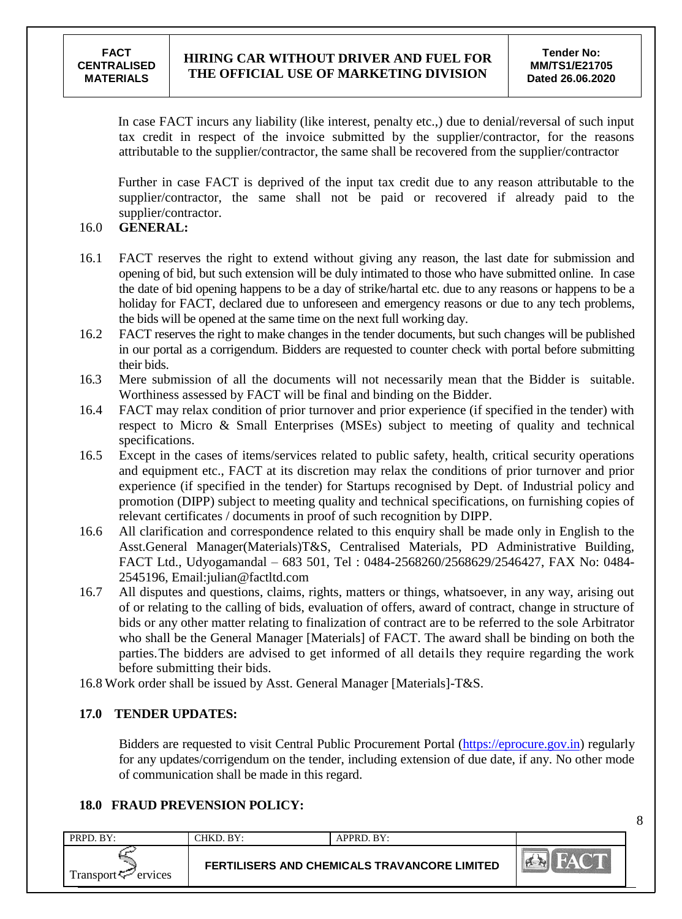In case FACT incurs any liability (like interest, penalty etc.,) due to denial/reversal of such input tax credit in respect of the invoice submitted by the supplier/contractor, for the reasons attributable to the supplier/contractor, the same shall be recovered from the supplier/contractor

Further in case FACT is deprived of the input tax credit due to any reason attributable to the supplier/contractor, the same shall not be paid or recovered if already paid to the supplier/contractor.

16.0 **GENERAL:**

16.1 FACT reserves the right to extend without giving any reason, the last date for submission and opening of bid, but such extension will be duly intimated to those who have submitted online. In case the date of bid opening happens to be a day of strike/hartal etc. due to any reasons or happens to be a holiday for FACT, declared due to unforeseen and emergency reasons or due to any tech problems, the bids will be opened at the same time on the next full working day.

16.2 FACT reserves the right to make changes in the tender documents, but such changes will be published in our portal as a corrigendum. Bidders are requested to counter check with portal before submitting their bids.

16.3 Mere submission of all the documents will not necessarily mean that the Bidder is suitable. Worthiness assessed by FACT will be final and binding on the Bidder.

16.4 FACT may relax condition of prior turnover and prior experience (if specified in the tender) with respect to Micro & Small Enterprises (MSEs) subject to meeting of quality and technical specifications.

16.5 Except in the cases of items/services related to public safety, health, critical security operations and equipment etc., FACT at its discretion may relax the conditions of prior turnover and prior experience (if specified in the tender) for Startups recognised by Dept. of Industrial policy and promotion (DIPP) subject to meeting quality and technical specifications, on furnishing copies of relevant certificates / documents in proof of such recognition by DIPP.

16.6 All clarification and correspondence related to this enquiry shall be made only in English to the Asst.General Manager(Materials)T&S, Centralised Materials, PD Administrative Building, FACT Ltd., Udyogamandal – 683 501, Tel : 0484-2568260/2568629/2546427, FAX No: 0484-2545196, Email:julian@factltd.com

16.7 All disputes and questions, claims, rights, matters or things, whatsoever, in any way, arising out of or relating to the calling of bids, evaluation of offers, award of contract, change in structure of bids or any other matter relating to finalization of contract are to be referred to the sole Arbitrator who shall be the General Manager [Materials] of FACT. The award shall be binding on both the parties.The bidders are advised to get informed of all details they require regarding the work before submitting their bids.

16.8 Work order shall be issued by Asst. General Manager [Materials]-T&S.

**17.0 TENDER UPDATES:**

Bidders are requested to visit Central Public Procurement Portal (https://eprocure.gov.in) regularly for any updates/corrigendum on the tender, including extension of due date, if any. No other mode of communication shall be made in this regard.

**18.0 FRAUD PREVENSION POLICY:**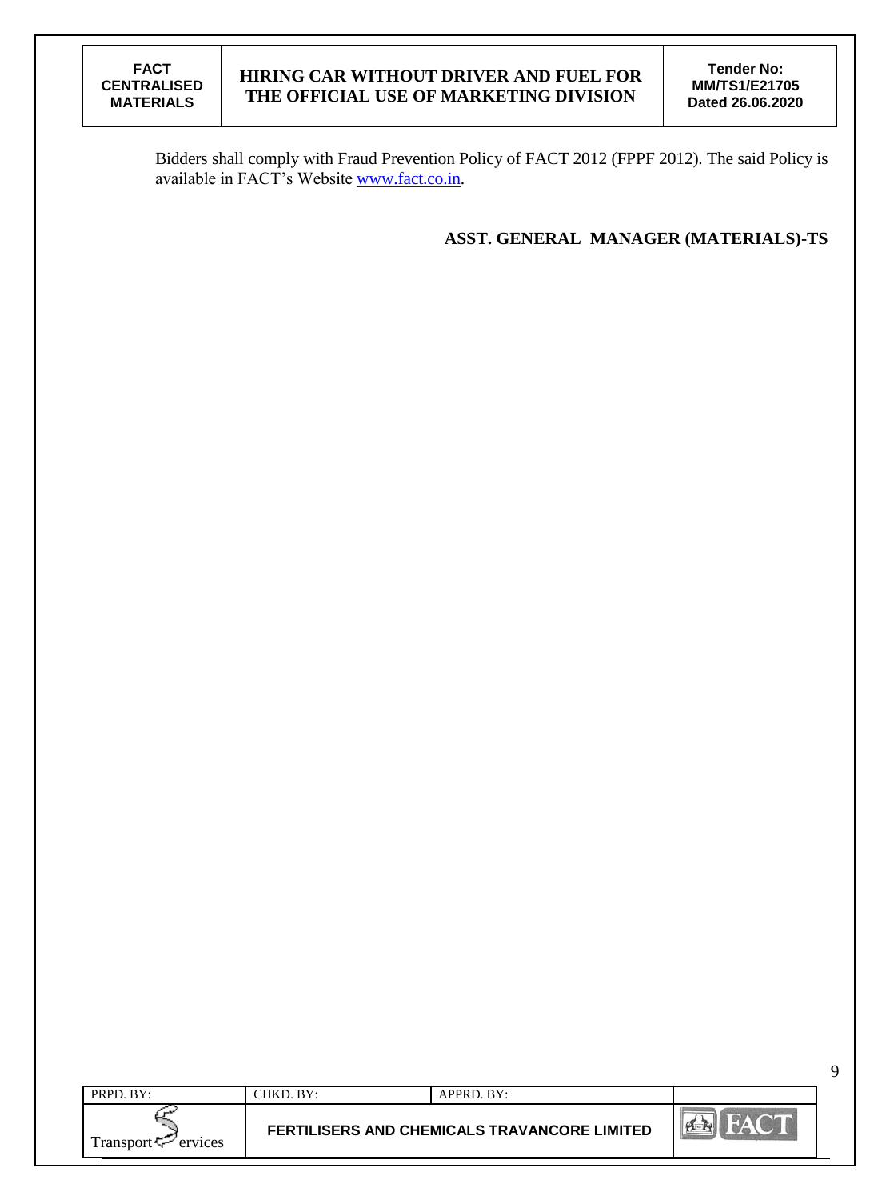Bidders shall comply with Fraud Prevention Policy of FACT 2012 (FPPF 2012). The said Policy is available in FACT's Website [www.fact.co.in](http://www.fact.co.in).

**ASST. GENERAL MANAGER (MATERIALS)-TS**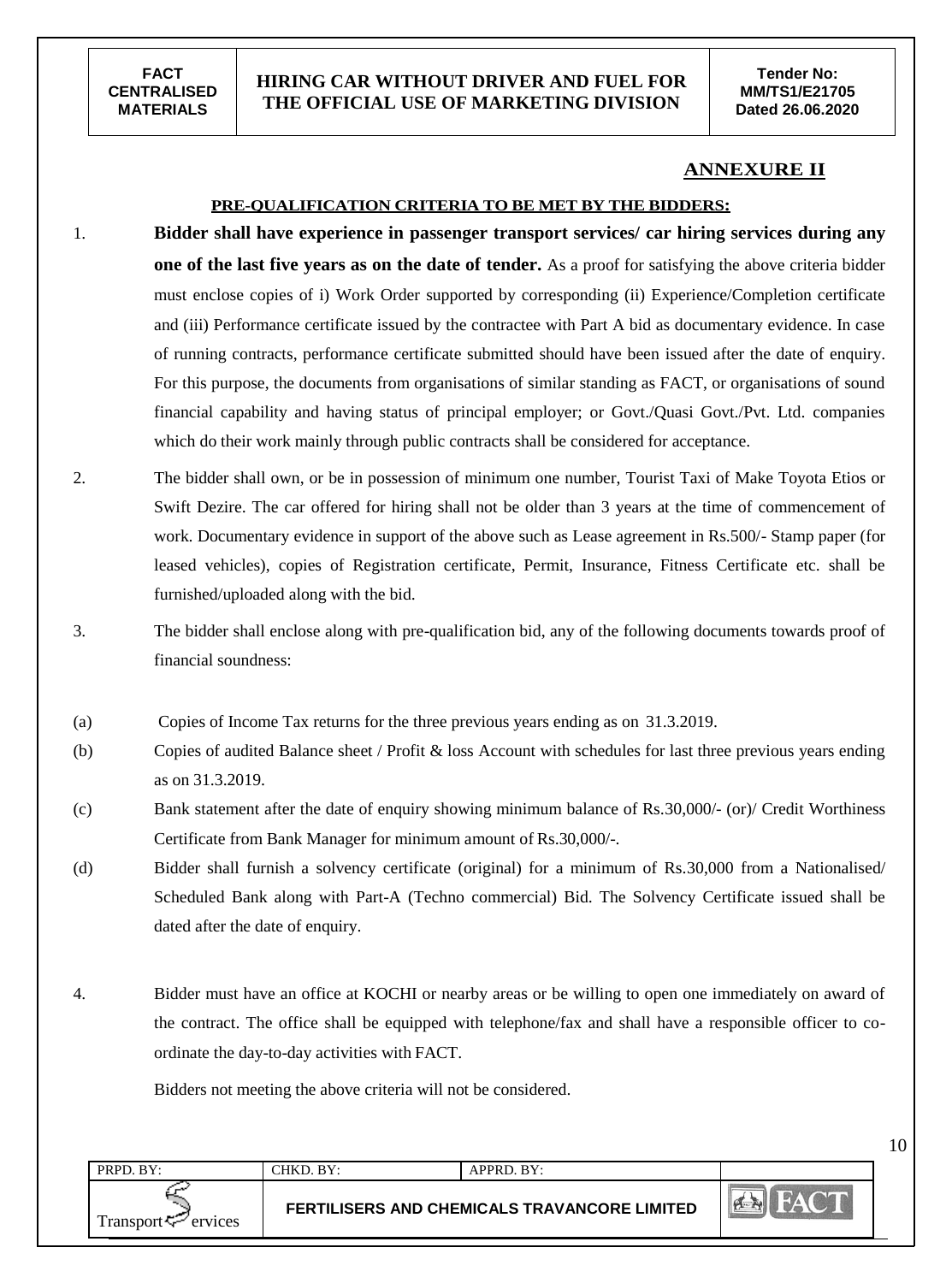## ANNEXURE II

**PRE-QUALIFICATION CRITERIA TO BE MET BY THE BIDDERS:**

1. **Bidder shall have experience in passenger transport services/ car hiring services during any one of the last five years as on the date of tender.** As a proof for satisfying the above criteria bidder must enclose copies of i) Work Order supported by corresponding (ii) Experience/Completion certificate and (iii) Performance certificate issued by the contractee with Part A bid as documentary evidence. In case of running contracts, performance certificate submitted should have been issued after the date of enquiry. For this purpose, the documents from organisations of similar standing as FACT, or organisations of sound financial capability and having status of principal employer; or Govt./Quasi Govt./Pvt. Ltd. companies which do their work mainly through public contracts shall be considered for acceptance.

2. The bidder shall own, or be in possession of minimum one number, Tourist Taxi of Make Toyota Etios or Swift Dezire. The car offered for hiring shall not be older than 3 years at the time of commencement of work. Documentary evidence in support of the above such as Lease agreement in Rs.500/- Stamp paper (for leased vehicles), copies of Registration certificate, Permit, Insurance, Fitness Certificate etc. shall be furnished/uploaded along with the bid.

3. The bidder shall enclose along with pre-qualification bid, any of the following documents towards proof of financial soundness:

(a) Copies of Income Tax returns for the three previous years ending as on 31.3.2019.

(b) Copies of audited Balance sheet / Profit & loss Account with schedules for last three previous years ending as on 31.3.2019.

(c) Bank statement after the date of enquiry showing minimum balance of Rs.30,000/- (or)/ Credit Worthiness Certificate from Bank Manager for minimum amount of Rs.30,000/-.

(d) Bidder shall furnish a solvency certificate (original) for a minimum of Rs.30,000 from a Nationalised/ Scheduled Bank along with Part-A (Techno commercial) Bid. The Solvency Certificate issued shall be dated after the date of enquiry.

4. Bidder must have an office at KOCHI or nearby areas or be willing to open one immediately on award of the contract. The office shall be equipped with telephone/fax and shall have a responsible officer to co-ordinate the day-to-day activities with FACT.

   Bidders not meeting the above criteria will not be considered.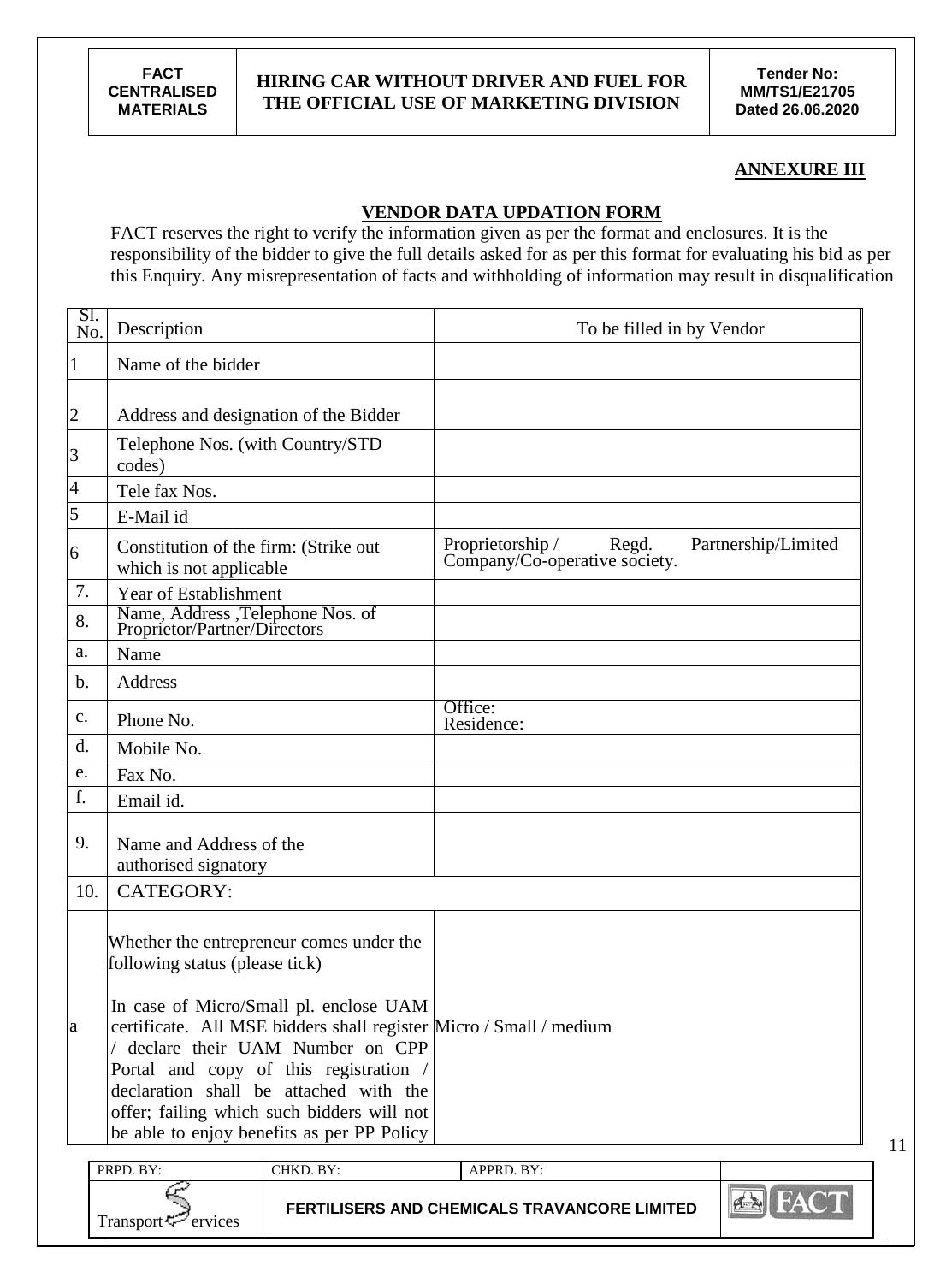**ANNEXURE III**

**VENDOR DATA UPDATION FORM**

FACT reserves the right to verify the information given as per the format and enclosures. It is the responsibility of the bidder to give the full details asked for as per this format for evaluating his bid as per this Enquiry. Any misrepresentation of facts and withholding of information may result in disqualification

| Sl. No. | Description | To be filled in by Vendor |
|---|---|---|
| 1 | Name of the bidder | |
| 2 | Address and designation of the Bidder | |
| 3 | Telephone Nos. (with Country/STD codes) | |
| 4 | Tele fax Nos. | |
| 5 | E-Mail id | |
| 6 | Constitution of the firm: (Strike out which is not applicable | Proprietorship / Regd. Partnership/Limited Company/Co-operative society. |
| 7. | Year of Establishment | |
| 8. | Name, Address ,Telephone Nos. of Proprietor/Partner/Directors | |
| a. | Name | |
| b. | Address | |
| c. | Phone No. | Office:<br>Residence: |
| d. | Mobile No. | |
| e. | Fax No. | |
| f. | Email id. | |
| 9. | Name and Address of the authorised signatory | |
| 10. | CATEGORY: | |
| a | Whether the entrepreneur comes under the following status (please tick)<br><br>In case of Micro/Small pl. enclose UAM certificate. All MSE bidders shall register / declare their UAM Number on CPP Portal and copy of this registration / declaration shall be attached with the offer; failing which such bidders will not be able to enjoy benefits as per PP Policy | Micro / Small / medium |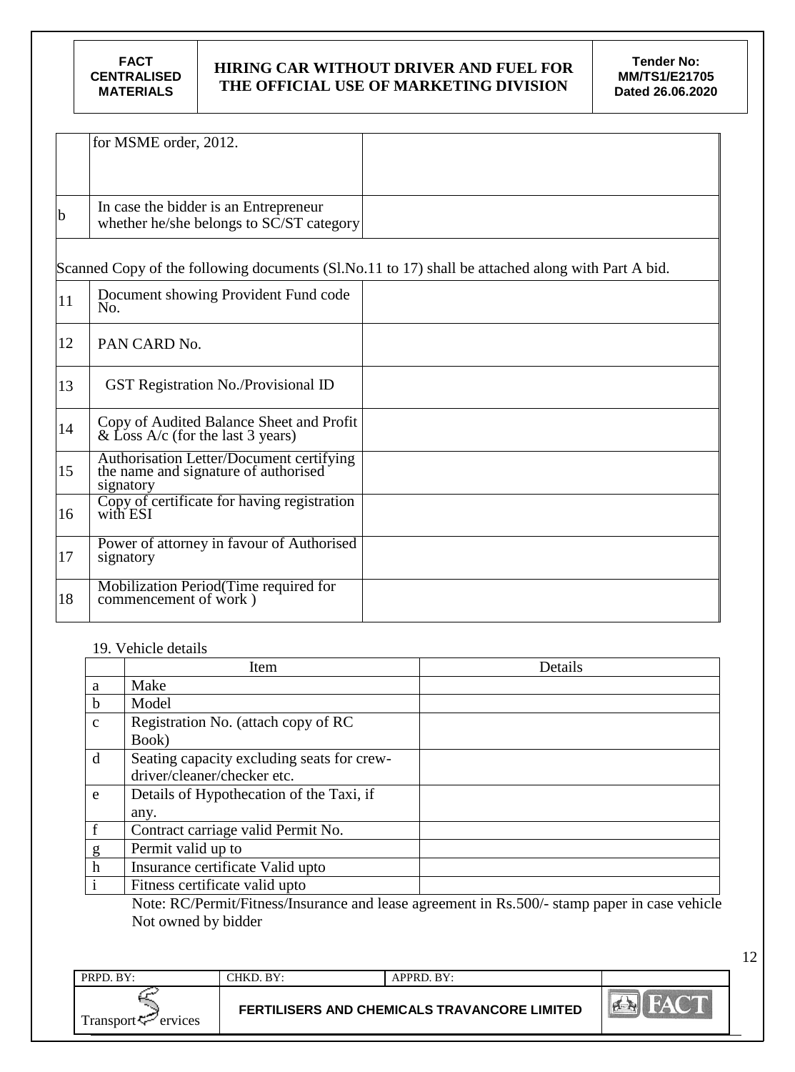|  | for MSME order, 2012. |  |
|---|---|---|
| b | In case the bidder is an Entrepreneur whether he/she belongs to SC/ST category |  |

Scanned Copy of the following documents (Sl.No.11 to 17) shall be attached along with Part A bid.

|  |  |  |
|---|---|---|
| 11 | Document showing Provident Fund code No. |  |
| 12 | PAN CARD No. |  |
| 13 | GST Registration No./Provisional ID |  |
| 14 | Copy of Audited Balance Sheet and Profit & Loss A/c (for the last 3 years) |  |
| 15 | Authorisation Letter/Document certifying the name and signature of authorised signatory |  |
| 16 | Copy of certificate for having registration with ESI |  |
| 17 | Power of attorney in favour of Authorised signatory |  |
| 18 | Mobilization Period(Time required for commencement of work ) |  |

19. Vehicle details

|  | Item | Details |
|---|---|---|
| a | Make |  |
| b | Model |  |
| c | Registration No. (attach copy of RC Book) |  |
| d | Seating capacity excluding seats for crew-driver/cleaner/checker etc. |  |
| e | Details of Hypothecation of the Taxi, if any. |  |
| f | Contract carriage valid Permit No. |  |
| g | Permit valid up to |  |
| h | Insurance certificate Valid upto |  |
| i | Fitness certificate valid upto |  |

Note: RC/Permit/Fitness/Insurance and lease agreement in Rs.500/- stamp paper in case vehicle Not owned by bidder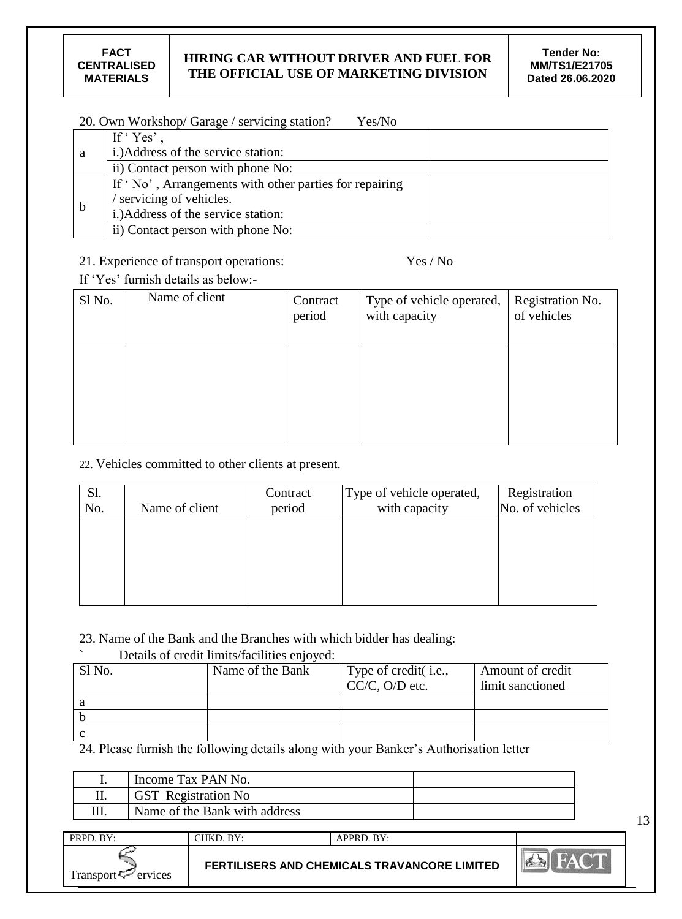20. Own Workshop/ Garage / servicing station?    Yes/No

| | | |
|---|---|---|
| a | If ' Yes' , i.)Address of the service station: | |
| | ii) Contact person with phone No: | |
| b | If ' No' , Arrangements with other parties for repairing / servicing of vehicles. i.)Address of the service station: | |
| | ii) Contact person with phone No: | |

21. Experience of transport operations:    Yes / No

If 'Yes' furnish details as below:-

| Sl No. | Name of client | Contract period | Type of vehicle operated, with capacity | Registration No. of vehicles |
|---|---|---|---|---|
| | | | | |

22. Vehicles committed to other clients at present.

| Sl. No. | Name of client | Contract period | Type of vehicle operated, with capacity | Registration No. of vehicles |
|---|---|---|---|---|
| | | | | |

23. Name of the Bank and the Branches with which bidder has dealing:

` Details of credit limits/facilities enjoyed:

| Sl No. | Name of the Bank | Type of credit( i.e., CC/C, O/D etc. | Amount of credit limit sanctioned |
|---|---|---|---|
| a | | | |
| b | | | |
| c | | | |

24. Please furnish the following details along with your Banker's Authorisation letter

| | | |
|---|---|---|
| I. | Income Tax PAN No. | |
| II. | GST Registration No | |
| III. | Name of the Bank with address | |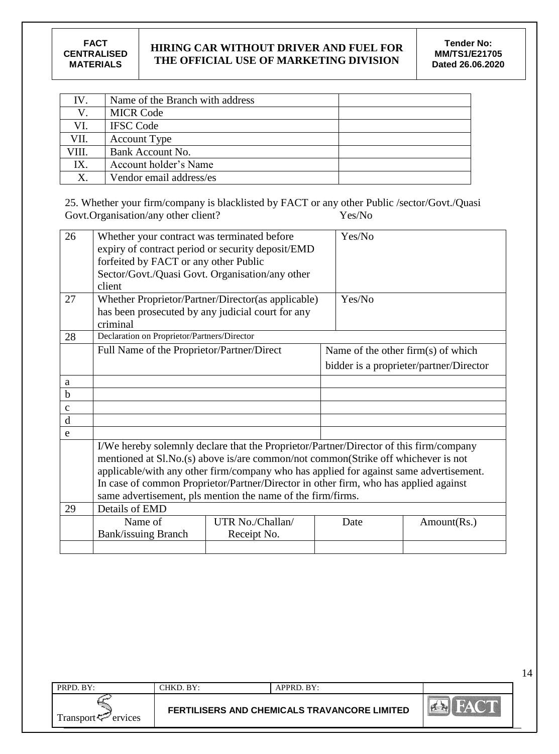| IV. | Name of the Branch with address | |
|---|---|---|
| V. | MICR Code | |
| VI. | IFSC Code | |
| VII. | Account Type | |
| VIII. | Bank Account No. | |
| IX. | Account holder's Name | |
| X. | Vendor email address/es | |

25. Whether your firm/company is blacklisted by FACT or any other Public /sector/Govt./Quasi Govt.Organisation/any other client? Yes/No

| 26 | Whether your contract was terminated before expiry of contract period or security deposit/EMD forfeited by FACT or any other Public Sector/Govt./Quasi Govt. Organisation/any other client | | Yes/No | |
|---|---|---|---|---|
| 27 | Whether Proprietor/Partner/Director(as applicable) has been prosecuted by any judicial court for any criminal | | Yes/No | |
| 28 | Declaration on Proprietor/Partners/Director | | | |
| | Full Name of the Proprietor/Partner/Direct | | Name of the other firm(s) of which bidder is a proprieter/partner/Director | |
| a | | | | |
| b | | | | |
| c | | | | |
| d | | | | |
| e | | | | |
| | I/We hereby solemnly declare that the Proprietor/Partner/Director of this firm/company mentioned at Sl.No.(s) above is/are common/not common(Strike off whichever is not applicable/with any other firm/company who has applied for against same advertisement. In case of common Proprietor/Partner/Director in other firm, who has applied against same advertisement, pls mention the name of the firm/firms. | | | |
| 29 | Details of EMD | | | |
| | Name of Bank/issuing Branch | UTR No./Challan/ Receipt No. | Date | Amount(Rs.) |
| | | | | |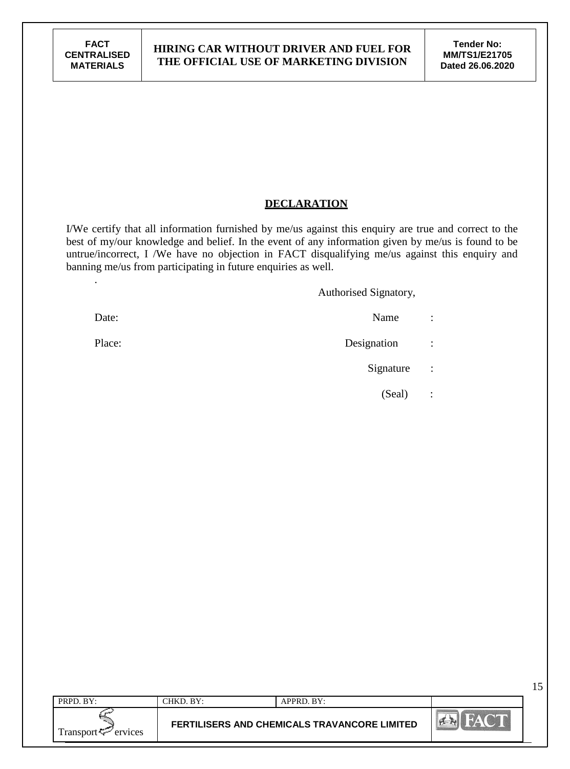## DECLARATION

I/We certify that all information furnished by me/us against this enquiry are true and correct to the best of my/our knowledge and belief. In the event of any information given by me/us is found to be untrue/incorrect, I /We have no objection in FACT disqualifying me/us against this enquiry and banning me/us from participating in future enquiries as well.

.

Authorised Signatory,

Date: Name :

Place: Designation :

Signature :

(Seal) :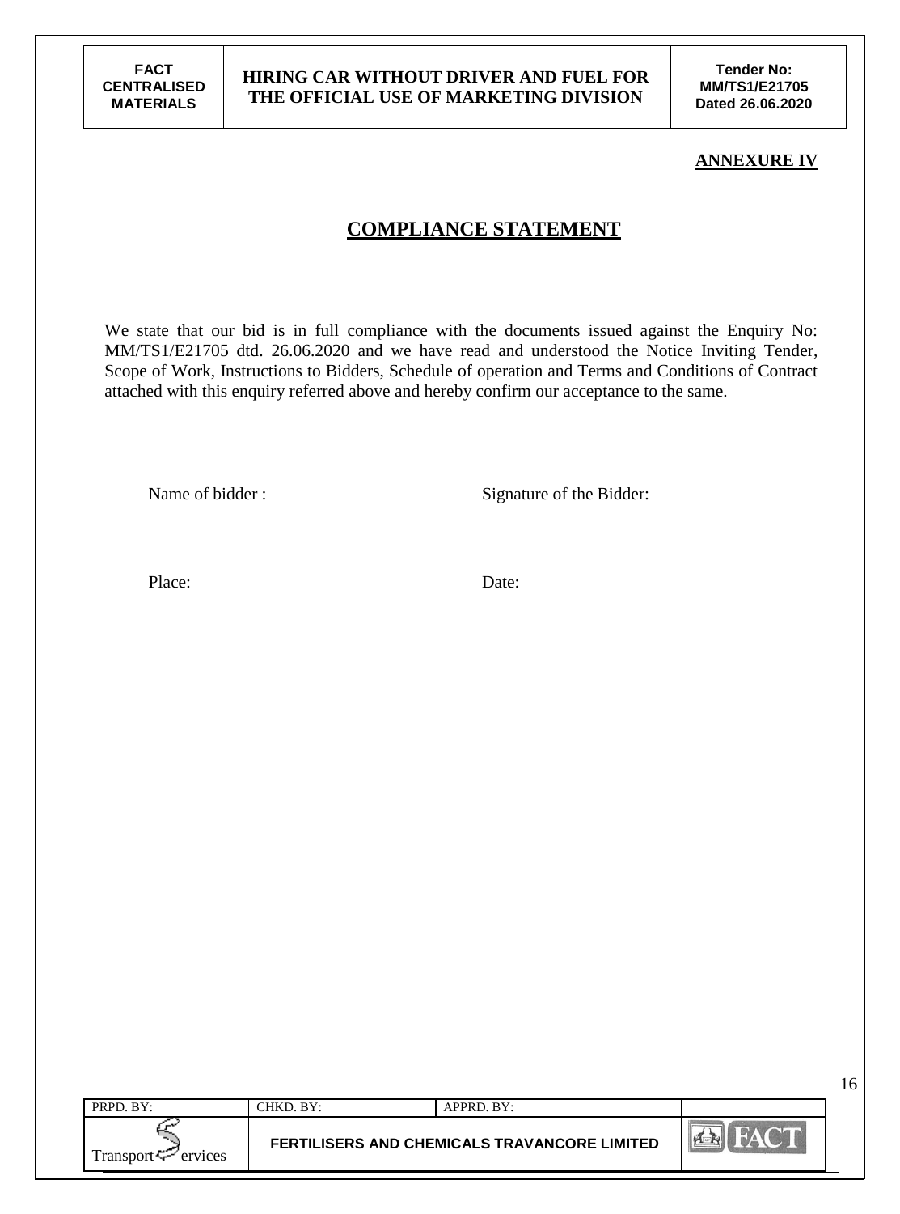**ANNEXURE IV**

# COMPLIANCE STATEMENT

We state that our bid is in full compliance with the documents issued against the Enquiry No: MM/TS1/E21705 dtd. 26.06.2020 and we have read and understood the Notice Inviting Tender, Scope of Work, Instructions to Bidders, Schedule of operation and Terms and Conditions of Contract attached with this enquiry referred above and hereby confirm our acceptance to the same.

Name of bidder :

Signature of the Bidder:

Place:

Date: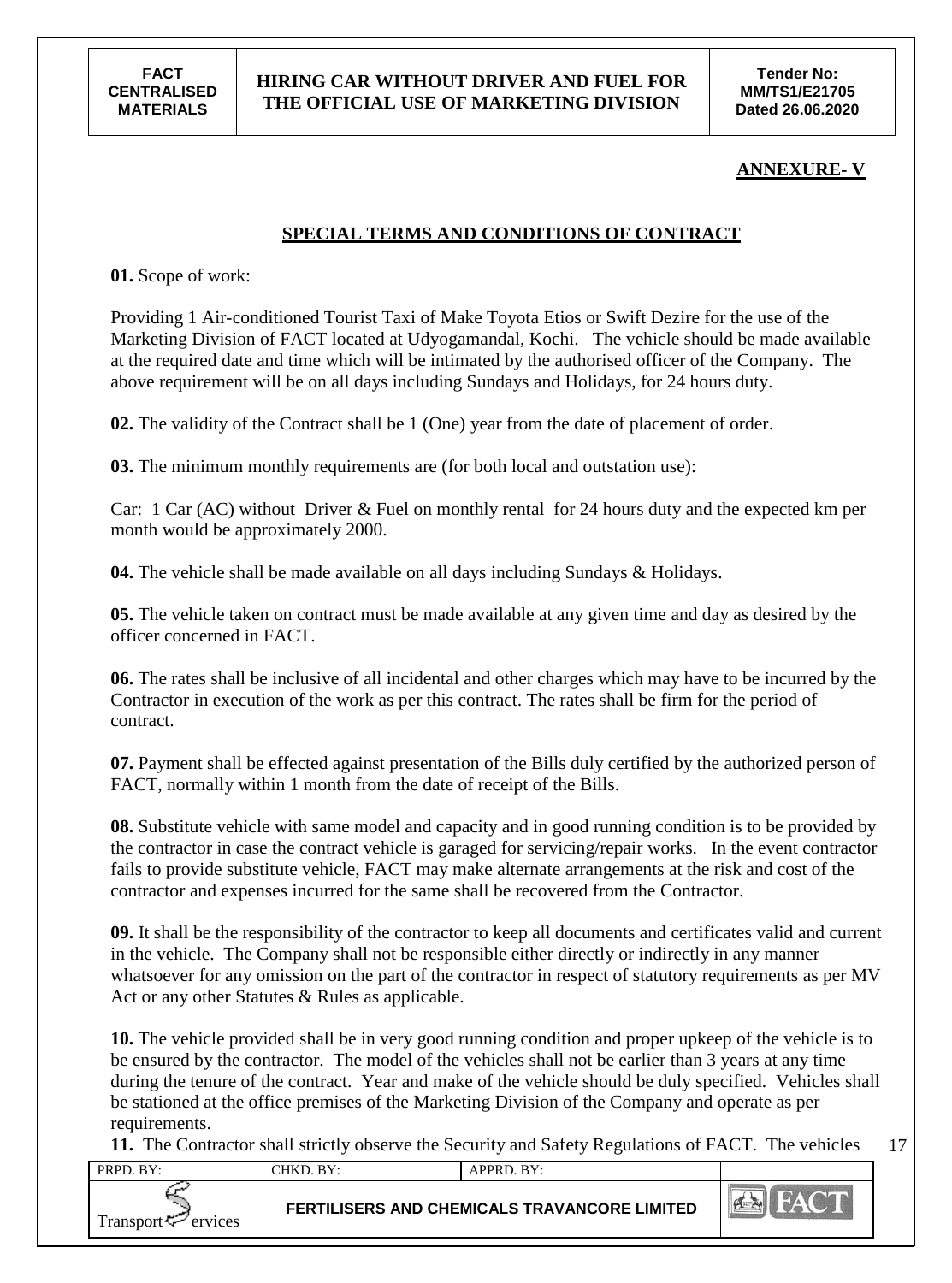**ANNEXURE- V**

## SPECIAL TERMS AND CONDITIONS OF CONTRACT

**01.** Scope of work:

Providing 1 Air-conditioned Tourist Taxi of Make Toyota Etios or Swift Dezire for the use of the Marketing Division of FACT located at Udyogamandal, Kochi. The vehicle should be made available at the required date and time which will be intimated by the authorised officer of the Company. The above requirement will be on all days including Sundays and Holidays, for 24 hours duty.

**02.** The validity of the Contract shall be 1 (One) year from the date of placement of order.

**03.** The minimum monthly requirements are (for both local and outstation use):

Car: 1 Car (AC) without Driver & Fuel on monthly rental for 24 hours duty and the expected km per month would be approximately 2000.

**04.** The vehicle shall be made available on all days including Sundays & Holidays.

**05.** The vehicle taken on contract must be made available at any given time and day as desired by the officer concerned in FACT.

**06.** The rates shall be inclusive of all incidental and other charges which may have to be incurred by the Contractor in execution of the work as per this contract. The rates shall be firm for the period of contract.

**07.** Payment shall be effected against presentation of the Bills duly certified by the authorized person of FACT, normally within 1 month from the date of receipt of the Bills.

**08.** Substitute vehicle with same model and capacity and in good running condition is to be provided by the contractor in case the contract vehicle is garaged for servicing/repair works. In the event contractor fails to provide substitute vehicle, FACT may make alternate arrangements at the risk and cost of the contractor and expenses incurred for the same shall be recovered from the Contractor.

**09.** It shall be the responsibility of the contractor to keep all documents and certificates valid and current in the vehicle. The Company shall not be responsible either directly or indirectly in any manner whatsoever for any omission on the part of the contractor in respect of statutory requirements as per MV Act or any other Statutes & Rules as applicable.

**10.** The vehicle provided shall be in very good running condition and proper upkeep of the vehicle is to be ensured by the contractor. The model of the vehicles shall not be earlier than 3 years at any time during the tenure of the contract. Year and make of the vehicle should be duly specified. Vehicles shall be stationed at the office premises of the Marketing Division of the Company and operate as per requirements.

**11.** The Contractor shall strictly observe the Security and Safety Regulations of FACT. The vehicles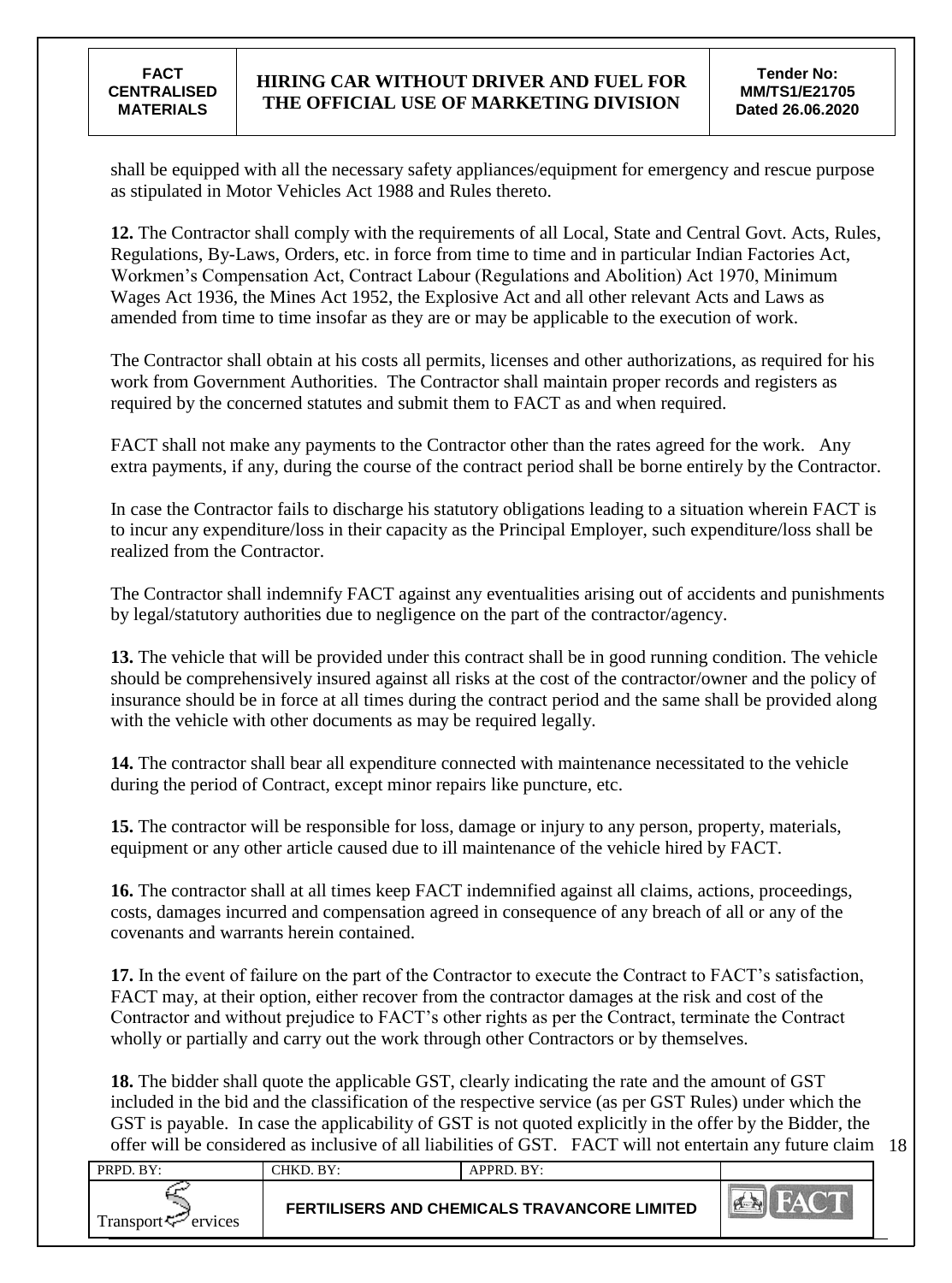shall be equipped with all the necessary safety appliances/equipment for emergency and rescue purpose as stipulated in Motor Vehicles Act 1988 and Rules thereto.

**12.** The Contractor shall comply with the requirements of all Local, State and Central Govt. Acts, Rules, Regulations, By-Laws, Orders, etc. in force from time to time and in particular Indian Factories Act, Workmen's Compensation Act, Contract Labour (Regulations and Abolition) Act 1970, Minimum Wages Act 1936, the Mines Act 1952, the Explosive Act and all other relevant Acts and Laws as amended from time to time insofar as they are or may be applicable to the execution of work.

The Contractor shall obtain at his costs all permits, licenses and other authorizations, as required for his work from Government Authorities. The Contractor shall maintain proper records and registers as required by the concerned statutes and submit them to FACT as and when required.

FACT shall not make any payments to the Contractor other than the rates agreed for the work. Any extra payments, if any, during the course of the contract period shall be borne entirely by the Contractor.

In case the Contractor fails to discharge his statutory obligations leading to a situation wherein FACT is to incur any expenditure/loss in their capacity as the Principal Employer, such expenditure/loss shall be realized from the Contractor.

The Contractor shall indemnify FACT against any eventualities arising out of accidents and punishments by legal/statutory authorities due to negligence on the part of the contractor/agency.

**13.** The vehicle that will be provided under this contract shall be in good running condition. The vehicle should be comprehensively insured against all risks at the cost of the contractor/owner and the policy of insurance should be in force at all times during the contract period and the same shall be provided along with the vehicle with other documents as may be required legally.

**14.** The contractor shall bear all expenditure connected with maintenance necessitated to the vehicle during the period of Contract, except minor repairs like puncture, etc.

**15.** The contractor will be responsible for loss, damage or injury to any person, property, materials, equipment or any other article caused due to ill maintenance of the vehicle hired by FACT.

**16.** The contractor shall at all times keep FACT indemnified against all claims, actions, proceedings, costs, damages incurred and compensation agreed in consequence of any breach of all or any of the covenants and warrants herein contained.

**17.** In the event of failure on the part of the Contractor to execute the Contract to FACT's satisfaction, FACT may, at their option, either recover from the contractor damages at the risk and cost of the Contractor and without prejudice to FACT's other rights as per the Contract, terminate the Contract wholly or partially and carry out the work through other Contractors or by themselves.

**18.** The bidder shall quote the applicable GST, clearly indicating the rate and the amount of GST included in the bid and the classification of the respective service (as per GST Rules) under which the GST is payable. In case the applicability of GST is not quoted explicitly in the offer by the Bidder, the offer will be considered as inclusive of all liabilities of GST. FACT will not entertain any future claim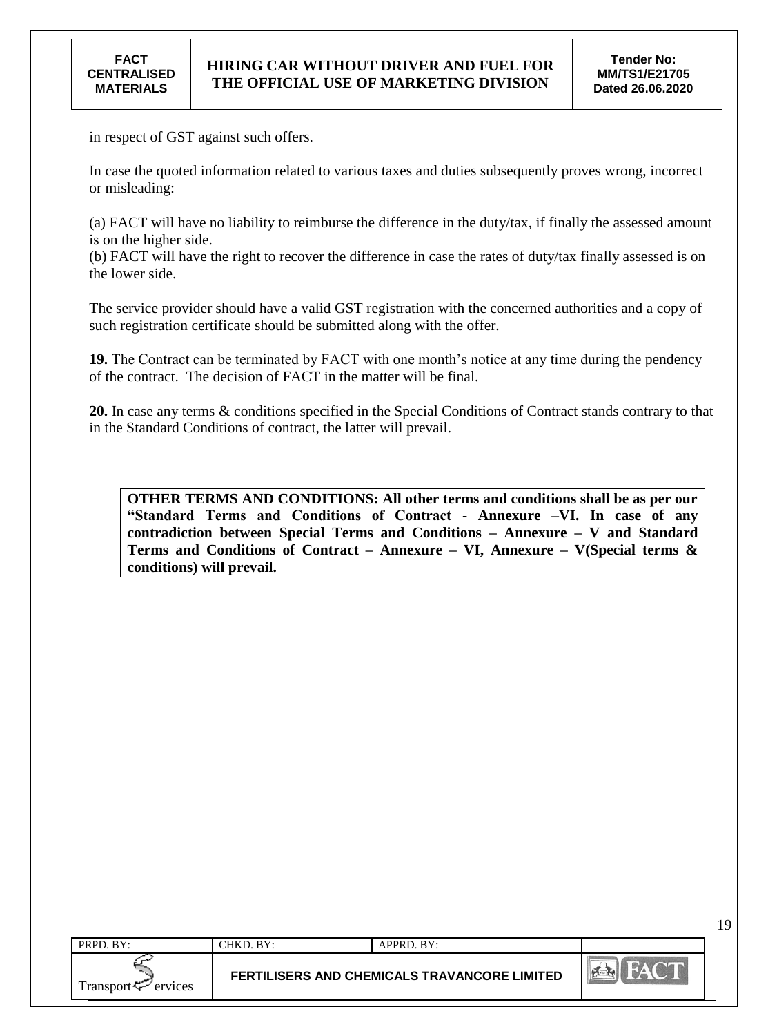in respect of GST against such offers.

In case the quoted information related to various taxes and duties subsequently proves wrong, incorrect or misleading:

(a) FACT will have no liability to reimburse the difference in the duty/tax, if finally the assessed amount is on the higher side.
(b) FACT will have the right to recover the difference in case the rates of duty/tax finally assessed is on the lower side.

The service provider should have a valid GST registration with the concerned authorities and a copy of such registration certificate should be submitted along with the offer.

**19.** The Contract can be terminated by FACT with one month's notice at any time during the pendency of the contract. The decision of FACT in the matter will be final.

**20.** In case any terms & conditions specified in the Special Conditions of Contract stands contrary to that in the Standard Conditions of contract, the latter will prevail.

**OTHER TERMS AND CONDITIONS: All other terms and conditions shall be as per our "Standard Terms and Conditions of Contract - Annexure –VI. In case of any contradiction between Special Terms and Conditions – Annexure – V and Standard Terms and Conditions of Contract – Annexure – VI, Annexure – V(Special terms & conditions) will prevail.**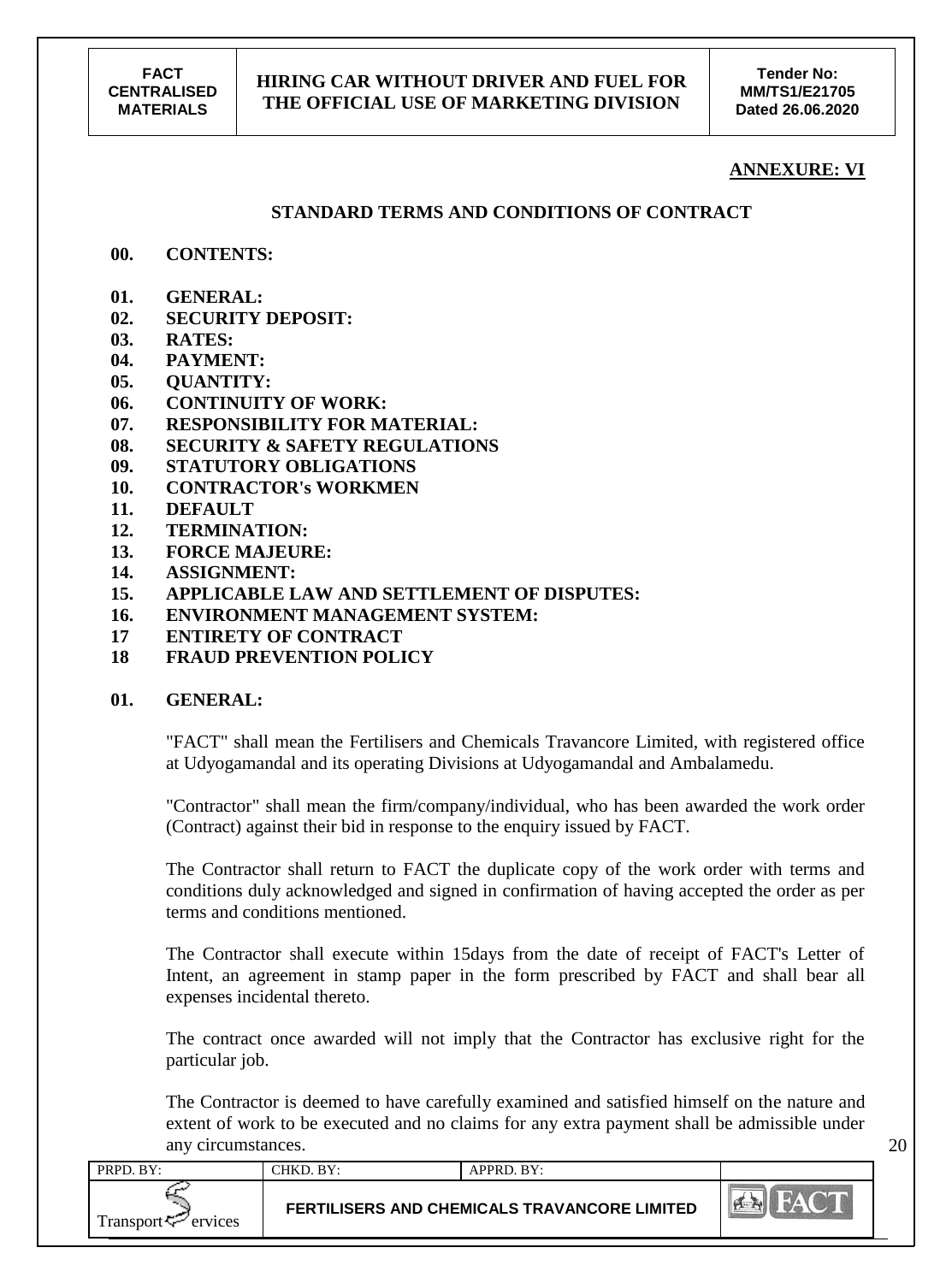**ANNEXURE: VI**

## STANDARD TERMS AND CONDITIONS OF CONTRACT

**00. CONTENTS:**

- **01. GENERAL:**
- **02. SECURITY DEPOSIT:**
- **03. RATES:**
- **04. PAYMENT:**
- **05. QUANTITY:**
- **06. CONTINUITY OF WORK:**
- **07. RESPONSIBILITY FOR MATERIAL:**
- **08. SECURITY & SAFETY REGULATIONS**
- **09. STATUTORY OBLIGATIONS**
- **10. CONTRACTOR's WORKMEN**
- **11. DEFAULT**
- **12. TERMINATION:**
- **13. FORCE MAJEURE:**
- **14. ASSIGNMENT:**
- **15. APPLICABLE LAW AND SETTLEMENT OF DISPUTES:**
- **16. ENVIRONMENT MANAGEMENT SYSTEM:**
- **17 ENTIRETY OF CONTRACT**
- **18 FRAUD PREVENTION POLICY**

**01. GENERAL:**

"FACT" shall mean the Fertilisers and Chemicals Travancore Limited, with registered office at Udyogamandal and its operating Divisions at Udyogamandal and Ambalamedu.

"Contractor" shall mean the firm/company/individual, who has been awarded the work order (Contract) against their bid in response to the enquiry issued by FACT.

The Contractor shall return to FACT the duplicate copy of the work order with terms and conditions duly acknowledged and signed in confirmation of having accepted the order as per terms and conditions mentioned.

The Contractor shall execute within 15days from the date of receipt of FACT's Letter of Intent, an agreement in stamp paper in the form prescribed by FACT and shall bear all expenses incidental thereto.

The contract once awarded will not imply that the Contractor has exclusive right for the particular job.

The Contractor is deemed to have carefully examined and satisfied himself on the nature and extent of work to be executed and no claims for any extra payment shall be admissible under any circumstances.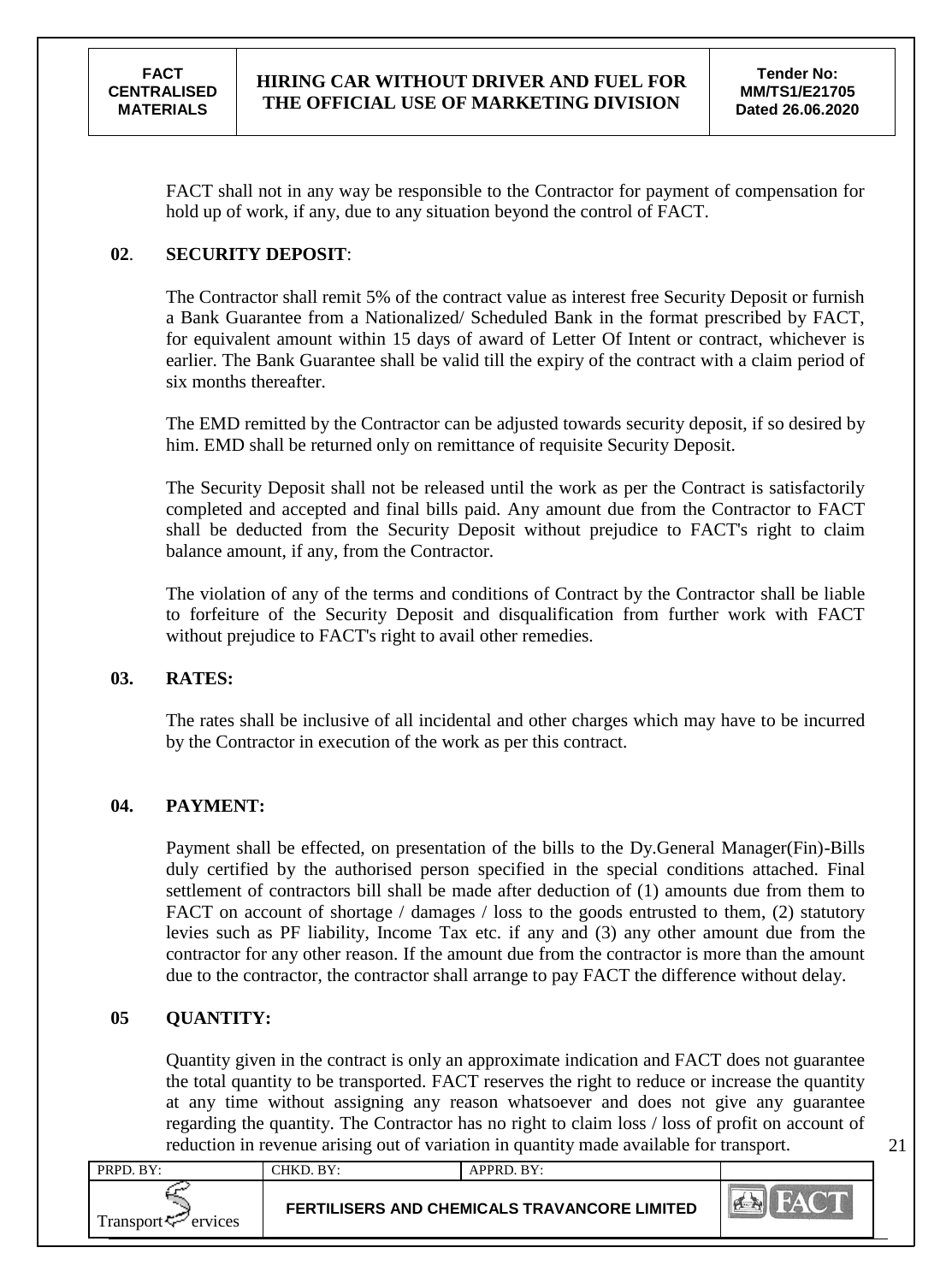FACT shall not in any way be responsible to the Contractor for payment of compensation for hold up of work, if any, due to any situation beyond the control of FACT.

**02. SECURITY DEPOSIT:**

The Contractor shall remit 5% of the contract value as interest free Security Deposit or furnish a Bank Guarantee from a Nationalized/ Scheduled Bank in the format prescribed by FACT, for equivalent amount within 15 days of award of Letter Of Intent or contract, whichever is earlier. The Bank Guarantee shall be valid till the expiry of the contract with a claim period of six months thereafter.

The EMD remitted by the Contractor can be adjusted towards security deposit, if so desired by him. EMD shall be returned only on remittance of requisite Security Deposit.

The Security Deposit shall not be released until the work as per the Contract is satisfactorily completed and accepted and final bills paid. Any amount due from the Contractor to FACT shall be deducted from the Security Deposit without prejudice to FACT's right to claim balance amount, if any, from the Contractor.

The violation of any of the terms and conditions of Contract by the Contractor shall be liable to forfeiture of the Security Deposit and disqualification from further work with FACT without prejudice to FACT's right to avail other remedies.

**03. RATES:**

The rates shall be inclusive of all incidental and other charges which may have to be incurred by the Contractor in execution of the work as per this contract.

**04. PAYMENT:**

Payment shall be effected, on presentation of the bills to the Dy.General Manager(Fin)-Bills duly certified by the authorised person specified in the special conditions attached. Final settlement of contractors bill shall be made after deduction of (1) amounts due from them to FACT on account of shortage / damages / loss to the goods entrusted to them, (2) statutory levies such as PF liability, Income Tax etc. if any and (3) any other amount due from the contractor for any other reason. If the amount due from the contractor is more than the amount due to the contractor, the contractor shall arrange to pay FACT the difference without delay.

**05 QUANTITY:**

Quantity given in the contract is only an approximate indication and FACT does not guarantee the total quantity to be transported. FACT reserves the right to reduce or increase the quantity at any time without assigning any reason whatsoever and does not give any guarantee regarding the quantity. The Contractor has no right to claim loss / loss of profit on account of reduction in revenue arising out of variation in quantity made available for transport.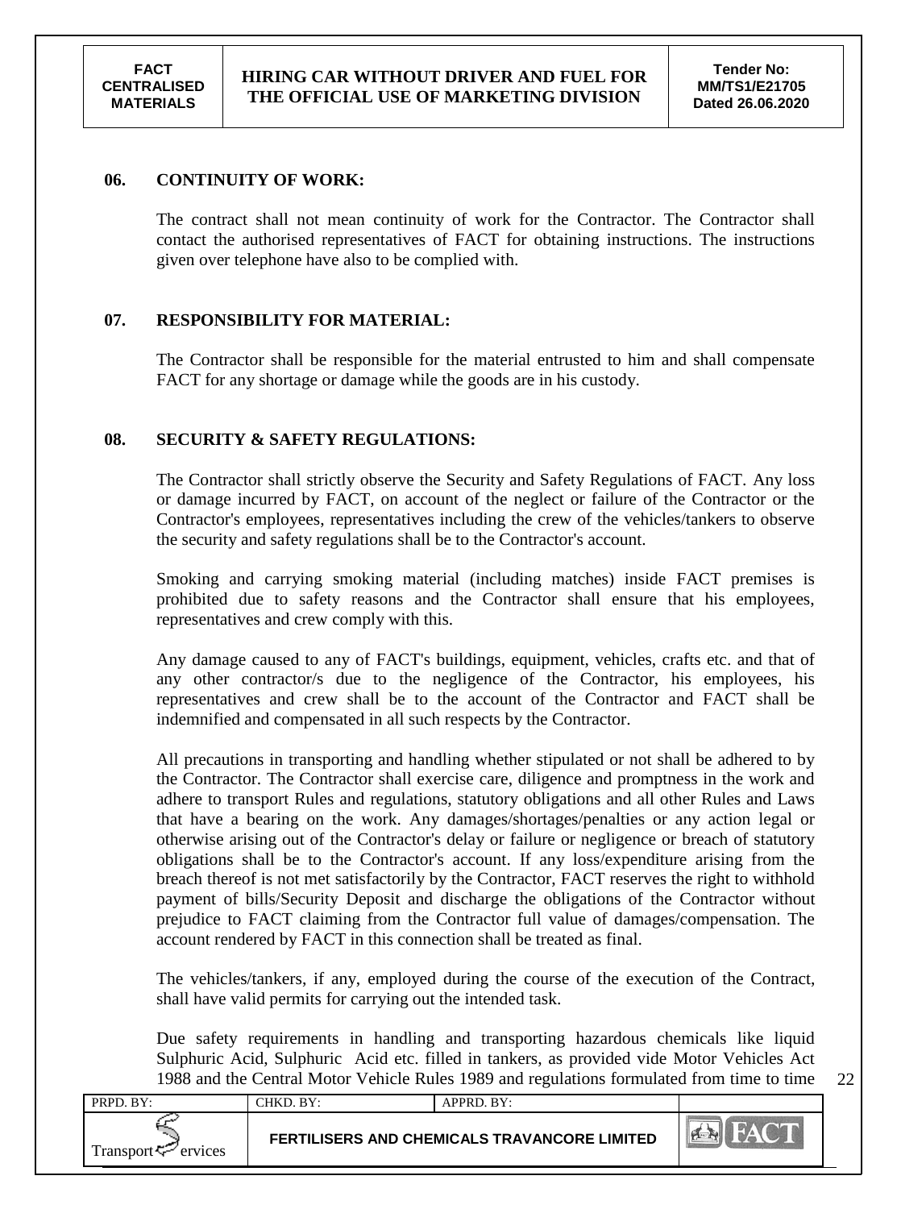## 06. CONTINUITY OF WORK:

The contract shall not mean continuity of work for the Contractor. The Contractor shall contact the authorised representatives of FACT for obtaining instructions. The instructions given over telephone have also to be complied with.

## 07. RESPONSIBILITY FOR MATERIAL:

The Contractor shall be responsible for the material entrusted to him and shall compensate FACT for any shortage or damage while the goods are in his custody.

## 08. SECURITY & SAFETY REGULATIONS:

The Contractor shall strictly observe the Security and Safety Regulations of FACT. Any loss or damage incurred by FACT, on account of the neglect or failure of the Contractor or the Contractor's employees, representatives including the crew of the vehicles/tankers to observe the security and safety regulations shall be to the Contractor's account.

Smoking and carrying smoking material (including matches) inside FACT premises is prohibited due to safety reasons and the Contractor shall ensure that his employees, representatives and crew comply with this.

Any damage caused to any of FACT's buildings, equipment, vehicles, crafts etc. and that of any other contractor/s due to the negligence of the Contractor, his employees, his representatives and crew shall be to the account of the Contractor and FACT shall be indemnified and compensated in all such respects by the Contractor.

All precautions in transporting and handling whether stipulated or not shall be adhered to by the Contractor. The Contractor shall exercise care, diligence and promptness in the work and adhere to transport Rules and regulations, statutory obligations and all other Rules and Laws that have a bearing on the work. Any damages/shortages/penalties or any action legal or otherwise arising out of the Contractor's delay or failure or negligence or breach of statutory obligations shall be to the Contractor's account. If any loss/expenditure arising from the breach thereof is not met satisfactorily by the Contractor, FACT reserves the right to withhold payment of bills/Security Deposit and discharge the obligations of the Contractor without prejudice to FACT claiming from the Contractor full value of damages/compensation. The account rendered by FACT in this connection shall be treated as final.

The vehicles/tankers, if any, employed during the course of the execution of the Contract, shall have valid permits for carrying out the intended task.

Due safety requirements in handling and transporting hazardous chemicals like liquid Sulphuric Acid, Sulphuric Acid etc. filled in tankers, as provided vide Motor Vehicles Act 1988 and the Central Motor Vehicle Rules 1989 and regulations formulated from time to time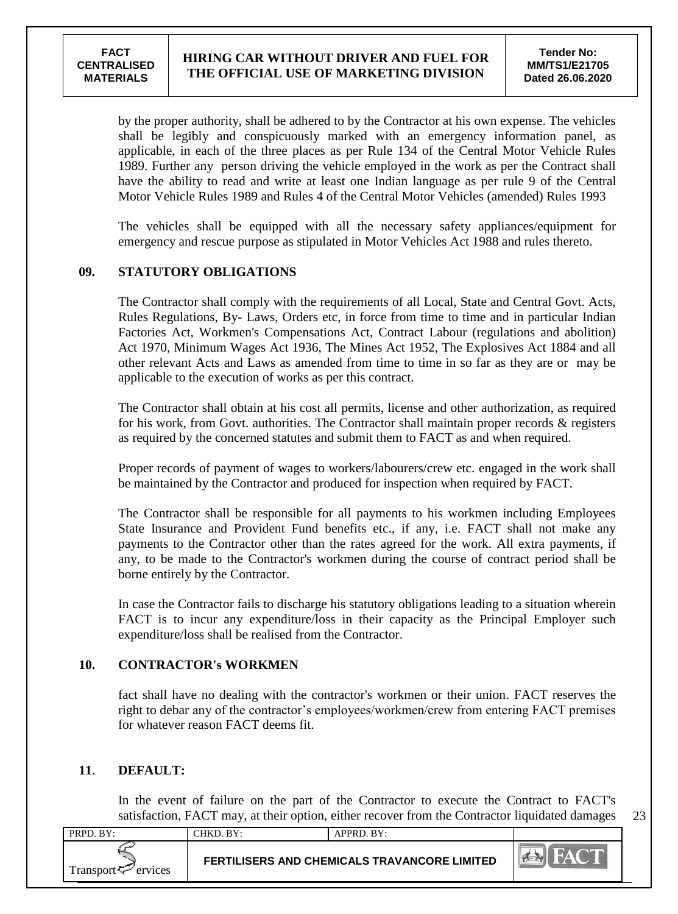by the proper authority, shall be adhered to by the Contractor at his own expense. The vehicles shall be legibly and conspicuously marked with an emergency information panel, as applicable, in each of the three places as per Rule 134 of the Central Motor Vehicle Rules 1989. Further any person driving the vehicle employed in the work as per the Contract shall have the ability to read and write at least one Indian language as per rule 9 of the Central Motor Vehicle Rules 1989 and Rules 4 of the Central Motor Vehicles (amended) Rules 1993

The vehicles shall be equipped with all the necessary safety appliances/equipment for emergency and rescue purpose as stipulated in Motor Vehicles Act 1988 and rules thereto.

## 09. STATUTORY OBLIGATIONS

The Contractor shall comply with the requirements of all Local, State and Central Govt. Acts, Rules Regulations, By- Laws, Orders etc, in force from time to time and in particular Indian Factories Act, Workmen's Compensations Act, Contract Labour (regulations and abolition) Act 1970, Minimum Wages Act 1936, The Mines Act 1952, The Explosives Act 1884 and all other relevant Acts and Laws as amended from time to time in so far as they are or may be applicable to the execution of works as per this contract.

The Contractor shall obtain at his cost all permits, license and other authorization, as required for his work, from Govt. authorities. The Contractor shall maintain proper records & registers as required by the concerned statutes and submit them to FACT as and when required.

Proper records of payment of wages to workers/labourers/crew etc. engaged in the work shall be maintained by the Contractor and produced for inspection when required by FACT.

The Contractor shall be responsible for all payments to his workmen including Employees State Insurance and Provident Fund benefits etc., if any, i.e. FACT shall not make any payments to the Contractor other than the rates agreed for the work. All extra payments, if any, to be made to the Contractor's workmen during the course of contract period shall be borne entirely by the Contractor.

In case the Contractor fails to discharge his statutory obligations leading to a situation wherein FACT is to incur any expenditure/loss in their capacity as the Principal Employer such expenditure/loss shall be realised from the Contractor.

## 10. CONTRACTOR's WORKMEN

fact shall have no dealing with the contractor's workmen or their union. FACT reserves the right to debar any of the contractor's employees/workmen/crew from entering FACT premises for whatever reason FACT deems fit.

## 11. DEFAULT:

In the event of failure on the part of the Contractor to execute the Contract to FACT's satisfaction, FACT may, at their option, either recover from the Contractor liquidated damages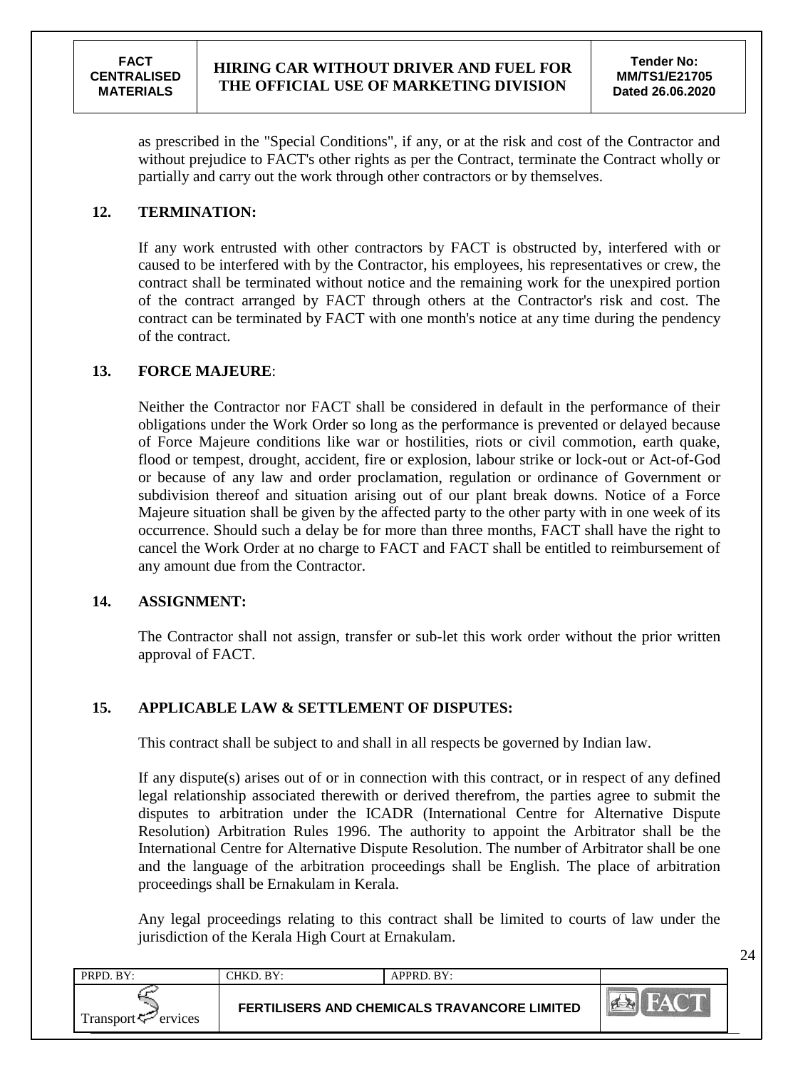as prescribed in the "Special Conditions", if any, or at the risk and cost of the Contractor and without prejudice to FACT's other rights as per the Contract, terminate the Contract wholly or partially and carry out the work through other contractors or by themselves.

## 12. TERMINATION:

If any work entrusted with other contractors by FACT is obstructed by, interfered with or caused to be interfered with by the Contractor, his employees, his representatives or crew, the contract shall be terminated without notice and the remaining work for the unexpired portion of the contract arranged by FACT through others at the Contractor's risk and cost. The contract can be terminated by FACT with one month's notice at any time during the pendency of the contract.

## 13. FORCE MAJEURE:

Neither the Contractor nor FACT shall be considered in default in the performance of their obligations under the Work Order so long as the performance is prevented or delayed because of Force Majeure conditions like war or hostilities, riots or civil commotion, earth quake, flood or tempest, drought, accident, fire or explosion, labour strike or lock-out or Act-of-God or because of any law and order proclamation, regulation or ordinance of Government or subdivision thereof and situation arising out of our plant break downs. Notice of a Force Majeure situation shall be given by the affected party to the other party with in one week of its occurrence. Should such a delay be for more than three months, FACT shall have the right to cancel the Work Order at no charge to FACT and FACT shall be entitled to reimbursement of any amount due from the Contractor.

## 14. ASSIGNMENT:

The Contractor shall not assign, transfer or sub-let this work order without the prior written approval of FACT.

## 15. APPLICABLE LAW & SETTLEMENT OF DISPUTES:

This contract shall be subject to and shall in all respects be governed by Indian law.

If any dispute(s) arises out of or in connection with this contract, or in respect of any defined legal relationship associated therewith or derived therefrom, the parties agree to submit the disputes to arbitration under the ICADR (International Centre for Alternative Dispute Resolution) Arbitration Rules 1996. The authority to appoint the Arbitrator shall be the International Centre for Alternative Dispute Resolution. The number of Arbitrator shall be one and the language of the arbitration proceedings shall be English. The place of arbitration proceedings shall be Ernakulam in Kerala.

Any legal proceedings relating to this contract shall be limited to courts of law under the jurisdiction of the Kerala High Court at Ernakulam.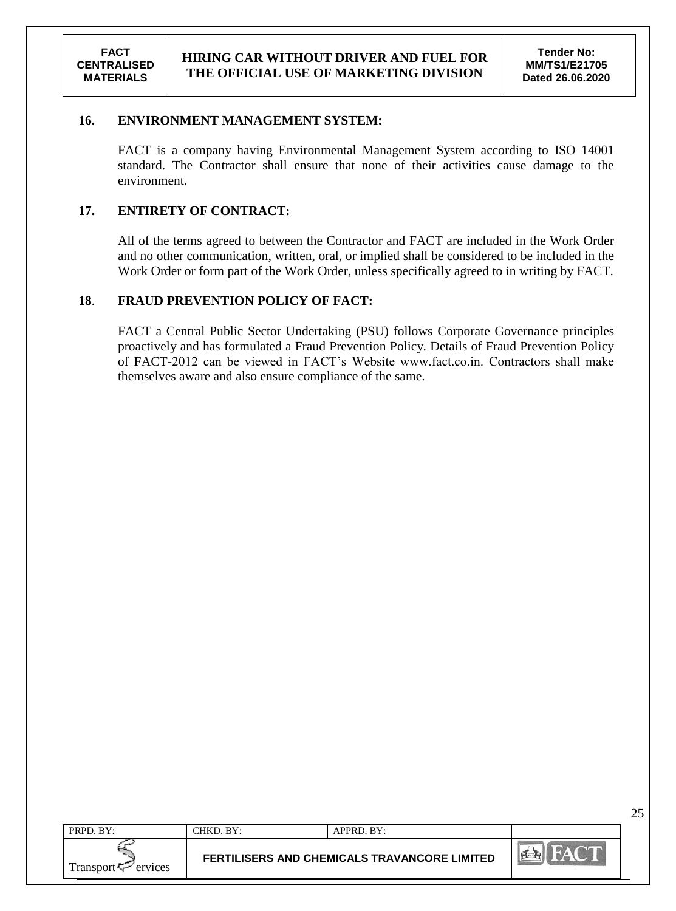## 16. ENVIRONMENT MANAGEMENT SYSTEM:

FACT is a company having Environmental Management System according to ISO 14001 standard. The Contractor shall ensure that none of their activities cause damage to the environment.

## 17. ENTIRETY OF CONTRACT:

All of the terms agreed to between the Contractor and FACT are included in the Work Order and no other communication, written, oral, or implied shall be considered to be included in the Work Order or form part of the Work Order, unless specifically agreed to in writing by FACT.

## 18. FRAUD PREVENTION POLICY OF FACT:

FACT a Central Public Sector Undertaking (PSU) follows Corporate Governance principles proactively and has formulated a Fraud Prevention Policy. Details of Fraud Prevention Policy of FACT-2012 can be viewed in FACT's Website www.fact.co.in. Contractors shall make themselves aware and also ensure compliance of the same.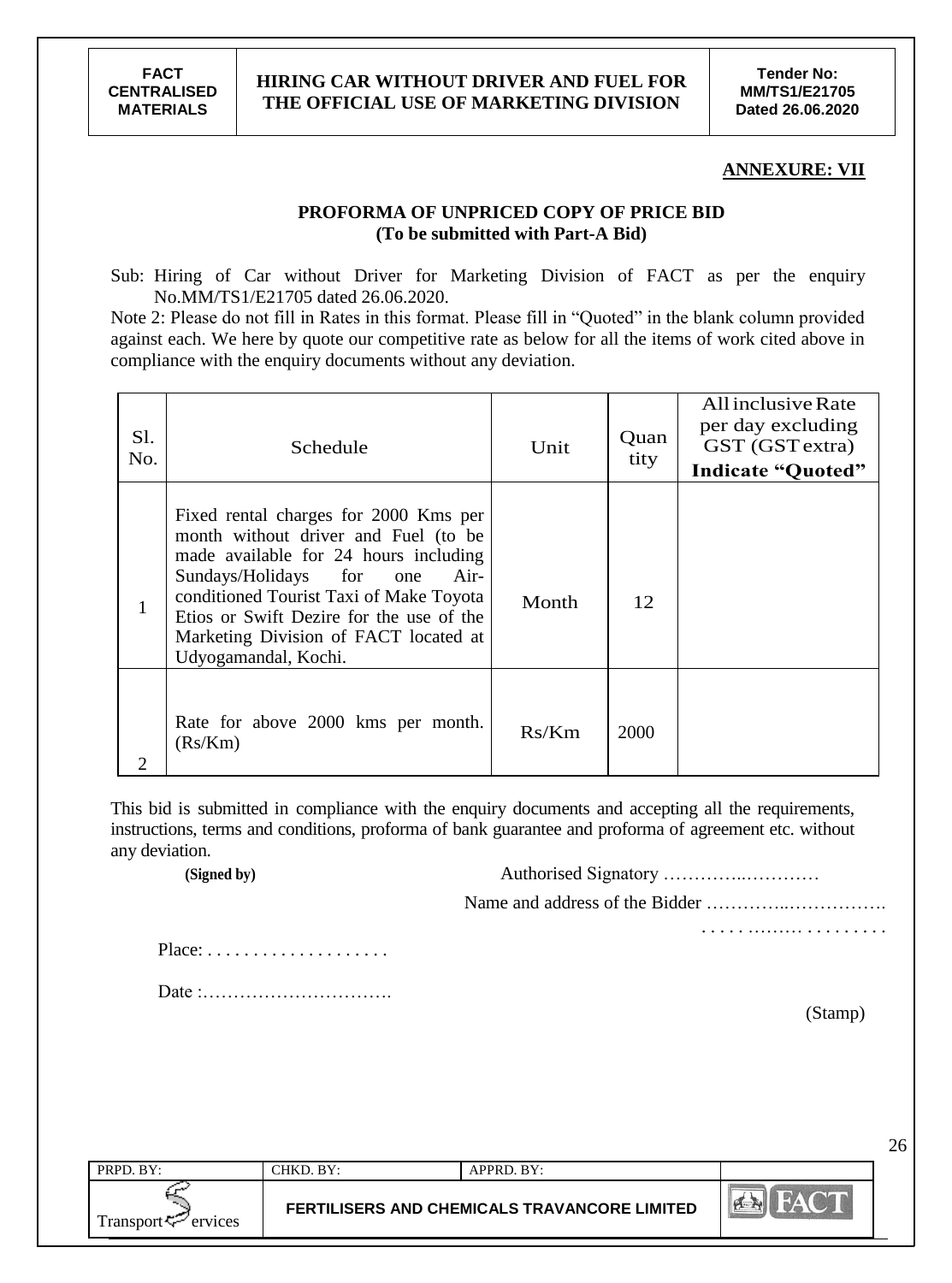**ANNEXURE: VII**

**PROFORMA OF UNPRICED COPY OF PRICE BID**
**(To be submitted with Part-A Bid)**

Sub: Hiring of Car without Driver for Marketing Division of FACT as per the enquiry No.MM/TS1/E21705 dated 26.06.2020.

Note 2: Please do not fill in Rates in this format. Please fill in "Quoted" in the blank column provided against each. We here by quote our competitive rate as below for all the items of work cited above in compliance with the enquiry documents without any deviation.

| Sl. No. | Schedule | Unit | Quantity | All inclusive Rate per day excluding GST (GST extra) **Indicate "Quoted"** |
|---|---|---|---|---|
| 1 | Fixed rental charges for 2000 Kms per month without driver and Fuel (to be made available for 24 hours including Sundays/Holidays for one Air-conditioned Tourist Taxi of Make Toyota Etios or Swift Dezire for the use of the Marketing Division of FACT located at Udyogamandal, Kochi. | Month | 12 | |
| 2 | Rate for above 2000 kms per month. (Rs/Km) | Rs/Km | 2000 | |

This bid is submitted in compliance with the enquiry documents and accepting all the requirements, instructions, terms and conditions, proforma of bank guarantee and proforma of agreement etc. without any deviation.

**(Signed by)** Authorised Signatory …………..…………

Name and address of the Bidder …………..…………….

. . . . . ….…. . . . . . . . . .

Place: . . . . . . . . . . . . . . . . . . . . .

Date :………………………….

(Stamp)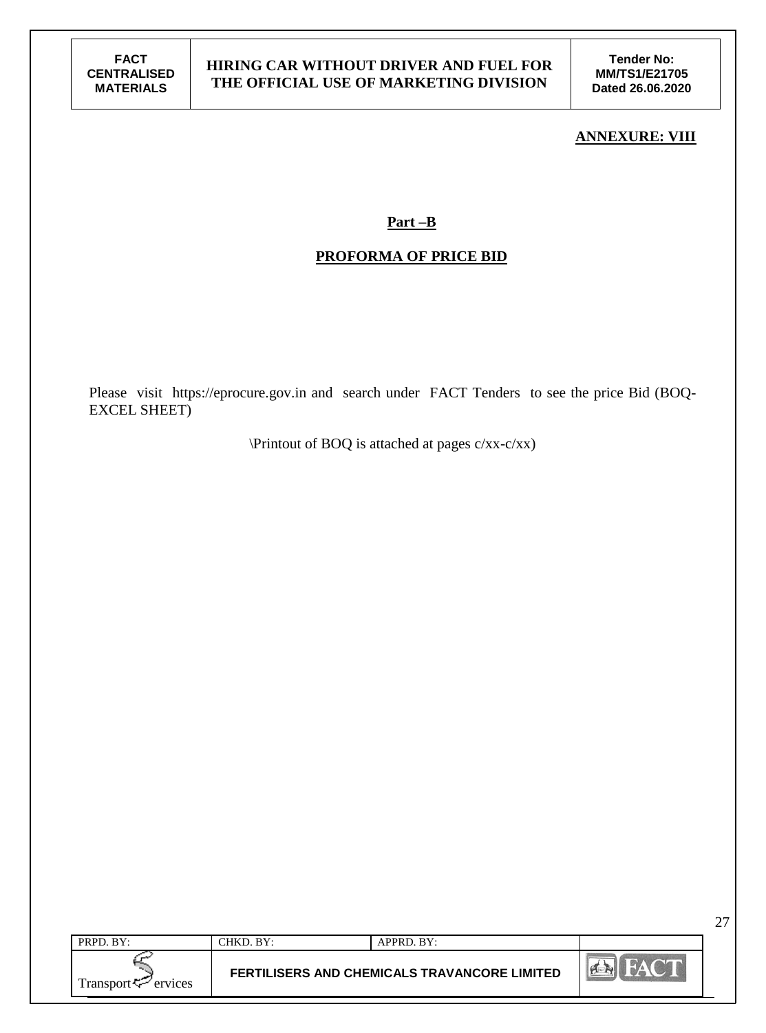**ANNEXURE: VIII**

## Part –B

## PROFORMA OF PRICE BID

Please visit https://eprocure.gov.in and search under FACT Tenders to see the price Bid (BOQ-EXCEL SHEET)

\Printout of BOQ is attached at pages c/xx-c/xx)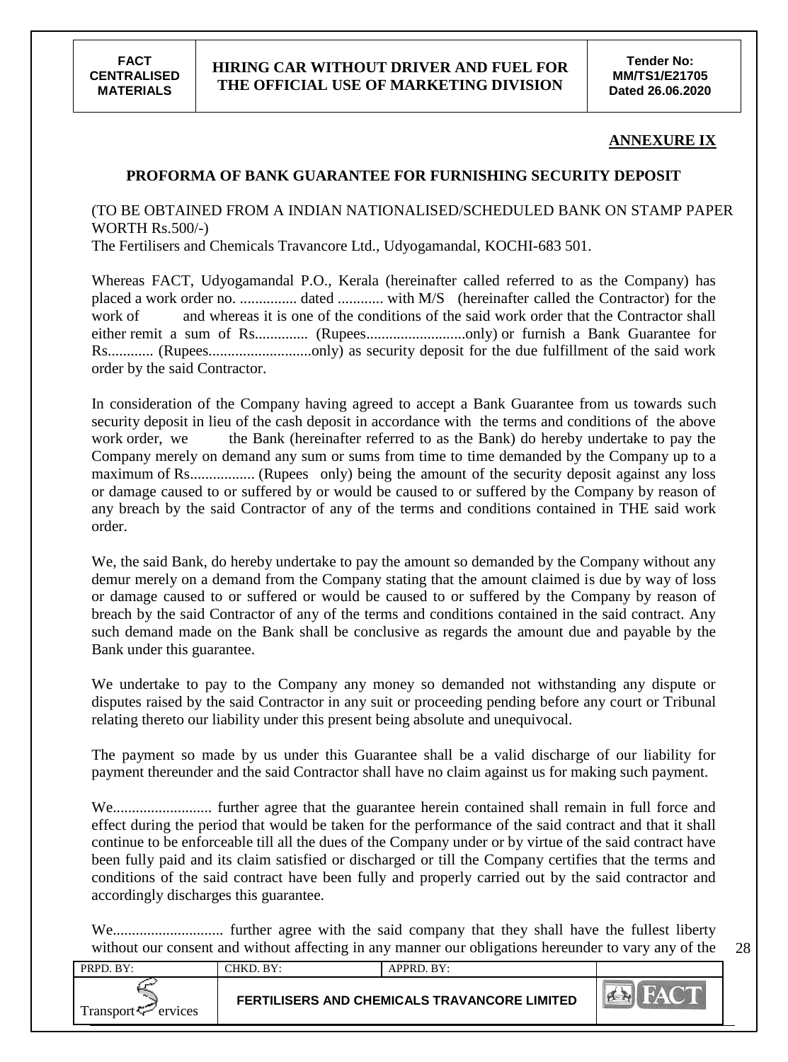## ANNEXURE IX

### PROFORMA OF BANK GUARANTEE FOR FURNISHING SECURITY DEPOSIT

(TO BE OBTAINED FROM A INDIAN NATIONALISED/SCHEDULED BANK ON STAMP PAPER WORTH Rs.500/-)
The Fertilisers and Chemicals Travancore Ltd., Udyogamandal, KOCHI-683 501.

Whereas FACT, Udyogamandal P.O., Kerala (hereinafter called referred to as the Company) has placed a work order no. ............... dated ............ with M/S (hereinafter called the Contractor) for the work of and whereas it is one of the conditions of the said work order that the Contractor shall either remit a sum of Rs.............. (Rupees..........................only) or furnish a Bank Guarantee for Rs............ (Rupees...........................only) as security deposit for the due fulfillment of the said work order by the said Contractor.

In consideration of the Company having agreed to accept a Bank Guarantee from us towards such security deposit in lieu of the cash deposit in accordance with the terms and conditions of the above work order, we the Bank (hereinafter referred to as the Bank) do hereby undertake to pay the Company merely on demand any sum or sums from time to time demanded by the Company up to a maximum of Rs................. (Rupees only) being the amount of the security deposit against any loss or damage caused to or suffered by or would be caused to or suffered by the Company by reason of any breach by the said Contractor of any of the terms and conditions contained in THE said work order.

We, the said Bank, do hereby undertake to pay the amount so demanded by the Company without any demur merely on a demand from the Company stating that the amount claimed is due by way of loss or damage caused to or suffered or would be caused to or suffered by the Company by reason of breach by the said Contractor of any of the terms and conditions contained in the said contract. Any such demand made on the Bank shall be conclusive as regards the amount due and payable by the Bank under this guarantee.

We undertake to pay to the Company any money so demanded not withstanding any dispute or disputes raised by the said Contractor in any suit or proceeding pending before any court or Tribunal relating thereto our liability under this present being absolute and unequivocal.

The payment so made by us under this Guarantee shall be a valid discharge of our liability for payment thereunder and the said Contractor shall have no claim against us for making such payment.

We.......................... further agree that the guarantee herein contained shall remain in full force and effect during the period that would be taken for the performance of the said contract and that it shall continue to be enforceable till all the dues of the Company under or by virtue of the said contract have been fully paid and its claim satisfied or discharged or till the Company certifies that the terms and conditions of the said contract have been fully and properly carried out by the said contractor and accordingly discharges this guarantee.

We............................ further agree with the said company that they shall have the fullest liberty without our consent and without affecting in any manner our obligations hereunder to vary any of the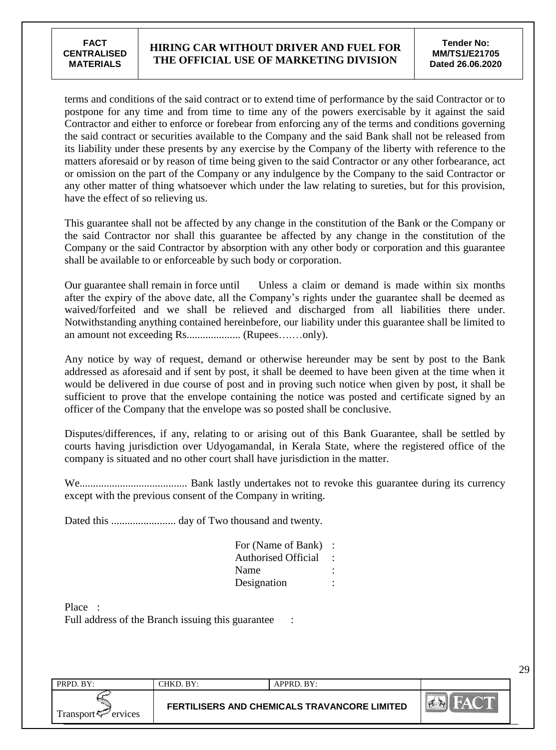terms and conditions of the said contract or to extend time of performance by the said Contractor or to postpone for any time and from time to time any of the powers exercisable by it against the said Contractor and either to enforce or forebear from enforcing any of the terms and conditions governing the said contract or securities available to the Company and the said Bank shall not be released from its liability under these presents by any exercise by the Company of the liberty with reference to the matters aforesaid or by reason of time being given to the said Contractor or any other forbearance, act or omission on the part of the Company or any indulgence by the Company to the said Contractor or any other matter of thing whatsoever which under the law relating to sureties, but for this provision, have the effect of so relieving us.

This guarantee shall not be affected by any change in the constitution of the Bank or the Company or the said Contractor nor shall this guarantee be affected by any change in the constitution of the Company or the said Contractor by absorption with any other body or corporation and this guarantee shall be available to or enforceable by such body or corporation.

Our guarantee shall remain in force until Unless a claim or demand is made within six months after the expiry of the above date, all the Company's rights under the guarantee shall be deemed as waived/forfeited and we shall be relieved and discharged from all liabilities there under. Notwithstanding anything contained hereinbefore, our liability under this guarantee shall be limited to an amount not exceeding Rs.................... (Rupees……only).

Any notice by way of request, demand or otherwise hereunder may be sent by post to the Bank addressed as aforesaid and if sent by post, it shall be deemed to have been given at the time when it would be delivered in due course of post and in proving such notice when given by post, it shall be sufficient to prove that the envelope containing the notice was posted and certificate signed by an officer of the Company that the envelope was so posted shall be conclusive.

Disputes/differences, if any, relating to or arising out of this Bank Guarantee, shall be settled by courts having jurisdiction over Udyogamandal, in Kerala State, where the registered office of the company is situated and no other court shall have jurisdiction in the matter.

We........................................ Bank lastly undertakes not to revoke this guarantee during its currency except with the previous consent of the Company in writing.

Dated this ........................ day of Two thousand and twenty.

For (Name of Bank) :
Authorised Official :
Name :
Designation :

Place :
Full address of the Branch issuing this guarantee :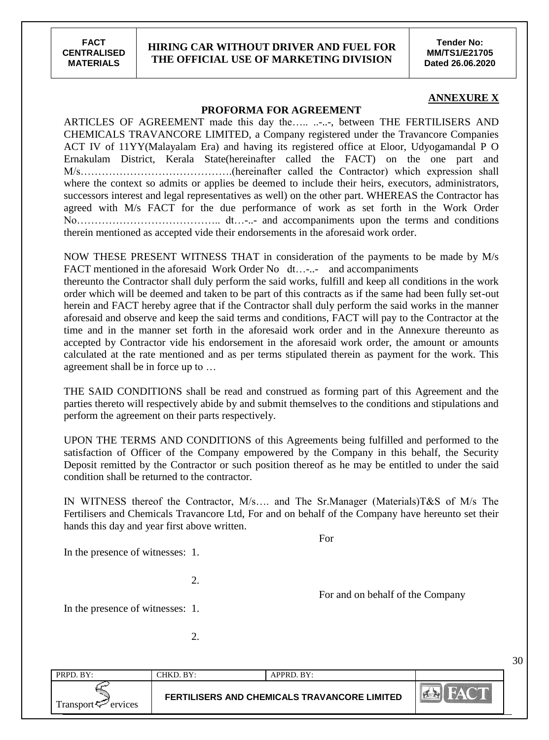**ANNEXURE X**

**PROFORMA FOR AGREEMENT**

ARTICLES OF AGREEMENT made this day the….. ..-..-, between THE FERTILISERS AND CHEMICALS TRAVANCORE LIMITED, a Company registered under the Travancore Companies ACT IV of 11YY(Malayalam Era) and having its registered office at Eloor, Udyogamandal P O Ernakulam District, Kerala State(hereinafter called the FACT) on the one part and M/s…………………………………….(hereinafter called the Contractor) which expression shall where the context so admits or applies be deemed to include their heirs, executors, administrators, successors interest and legal representatives as well) on the other part. WHEREAS the Contractor has agreed with M/s FACT for the due performance of work as set forth in the Work Order No………………………………….. dt…-..- and accompaniments upon the terms and conditions therein mentioned as accepted vide their endorsements in the aforesaid work order.

NOW THESE PRESENT WITNESS THAT in consideration of the payments to be made by M/s FACT mentioned in the aforesaid Work Order No dt…-..- and accompaniments thereunto the Contractor shall duly perform the said works, fulfill and keep all conditions in the work order which will be deemed and taken to be part of this contracts as if the same had been fully set-out herein and FACT hereby agree that if the Contractor shall duly perform the said works in the manner aforesaid and observe and keep the said terms and conditions, FACT will pay to the Contractor at the time and in the manner set forth in the aforesaid work order and in the Annexure thereunto as accepted by Contractor vide his endorsement in the aforesaid work order, the amount or amounts calculated at the rate mentioned and as per terms stipulated therein as payment for the work. This agreement shall be in force up to …

THE SAID CONDITIONS shall be read and construed as forming part of this Agreement and the parties thereto will respectively abide by and submit themselves to the conditions and stipulations and perform the agreement on their parts respectively.

UPON THE TERMS AND CONDITIONS of this Agreements being fulfilled and performed to the satisfaction of Officer of the Company empowered by the Company in this behalf, the Security Deposit remitted by the Contractor or such position thereof as he may be entitled to under the said condition shall be returned to the contractor.

IN WITNESS thereof the Contractor, M/s…. and The Sr.Manager (Materials)T&S of M/s The Fertilisers and Chemicals Travancore Ltd, For and on behalf of the Company have hereunto set their hands this day and year first above written.

For

In the presence of witnesses: 1.

2.

For and on behalf of the Company

In the presence of witnesses: 1.

2.